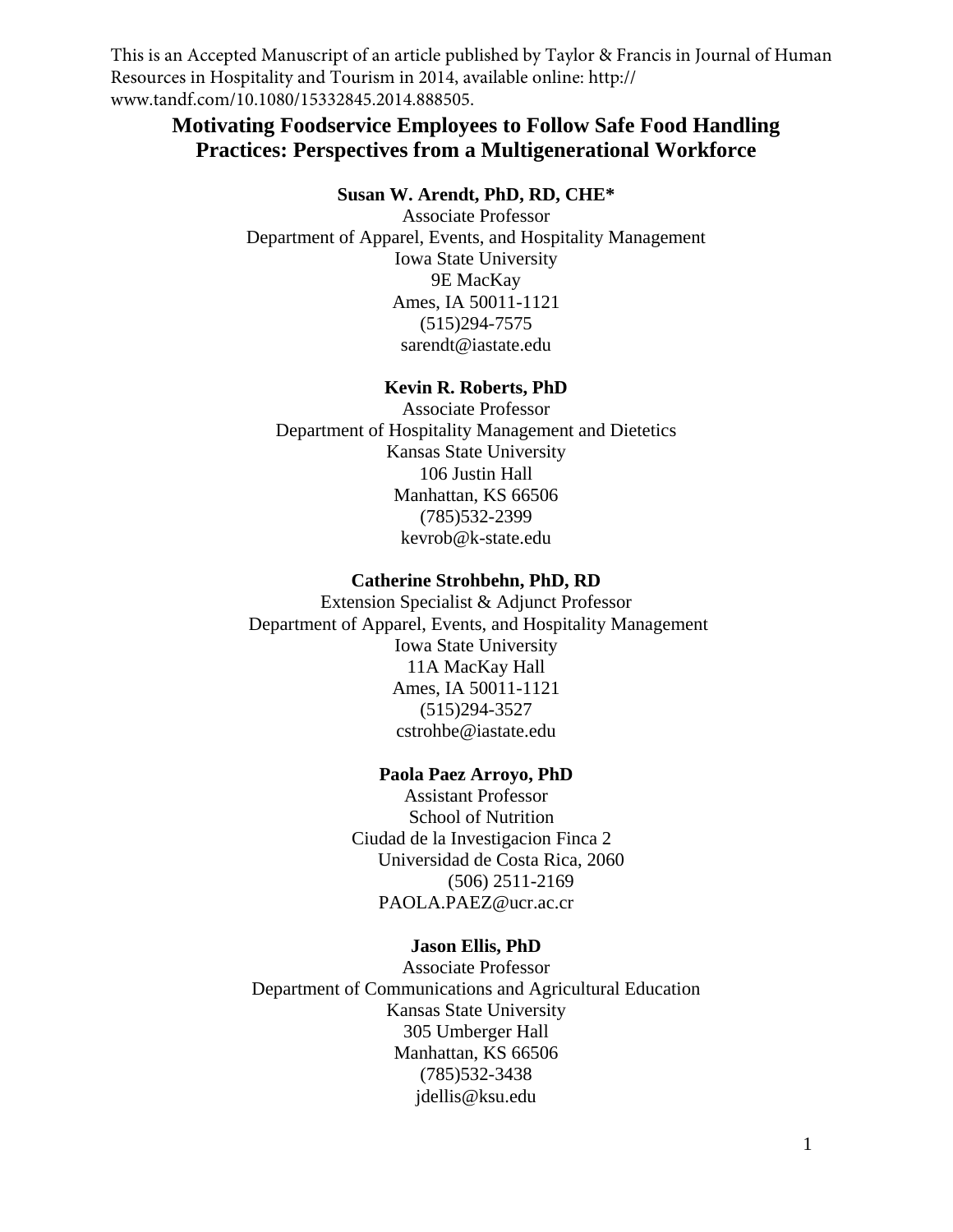This is an Accepted Manuscript of an article published by Taylor & Francis in Journal of Human Resources in Hospitality and Tourism in 2014, available online: http://www.tandf.com/10.1080/15332845.2014.888505.

# Motivating Foodservice Employees to Follow Safe Food Handling Practices: Perspectives from a Multigenerational Workforce

**Susan W. Arendt, PhD, RD, CHE***
Associate Professor
Department of Apparel, Events, and Hospitality Management
Iowa State University
9E MacKay
Ames, IA 50011-1121
(515)294-7575
sarendt@iastate.edu

**Kevin R. Roberts, PhD**
Associate Professor
Department of Hospitality Management and Dietetics
Kansas State University
106 Justin Hall
Manhattan, KS 66506
(785)532-2399
kevrob@k-state.edu

**Catherine Strohbehn, PhD, RD**
Extension Specialist & Adjunct Professor
Department of Apparel, Events, and Hospitality Management
Iowa State University
11A MacKay Hall
Ames, IA 50011-1121
(515)294-3527
cstrohbe@iastate.edu

**Paola Paez Arroyo, PhD**
Assistant Professor
School of Nutrition
Ciudad de la Investigacion Finca 2
Universidad de Costa Rica, 2060
(506) 2511-2169
PAOLA.PAEZ@ucr.ac.cr

**Jason Ellis, PhD**
Associate Professor
Department of Communications and Agricultural Education
Kansas State University
305 Umberger Hall
Manhattan, KS 66506
(785)532-3438
jdellis@ksu.edu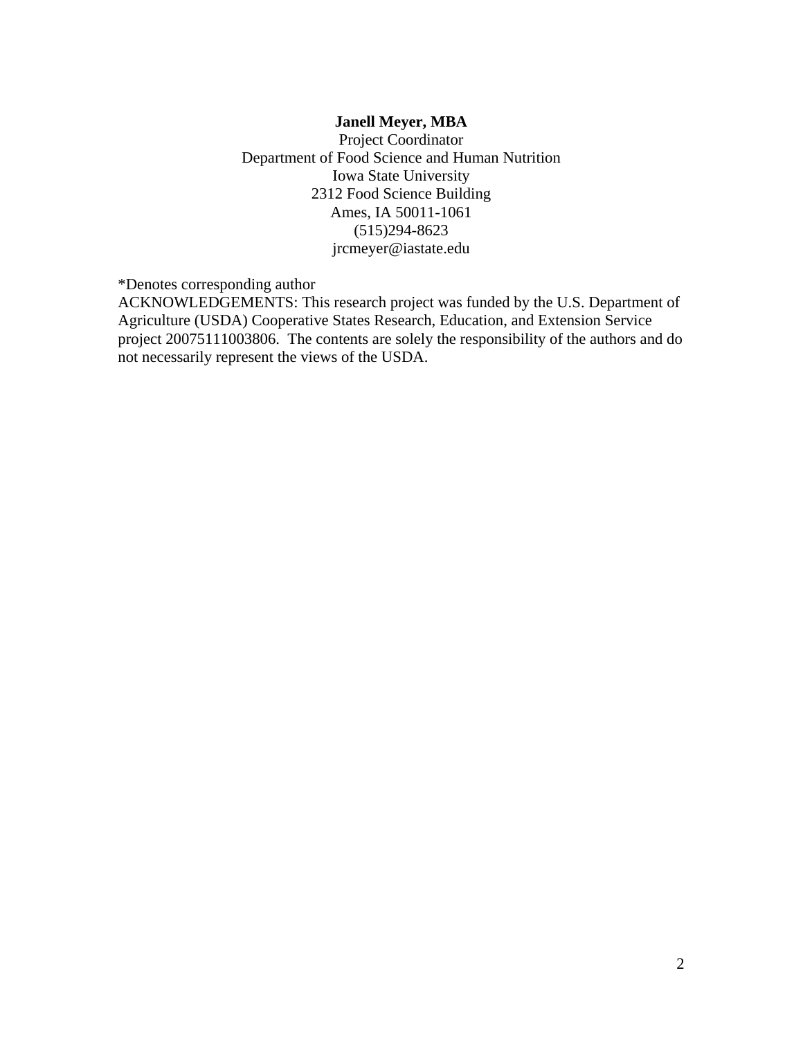**Janell Meyer, MBA**
Project Coordinator
Department of Food Science and Human Nutrition
Iowa State University
2312 Food Science Building
Ames, IA 50011-1061
(515)294-8623
jrcmeyer@iastate.edu

*Denotes corresponding author

ACKNOWLEDGEMENTS: This research project was funded by the U.S. Department of Agriculture (USDA) Cooperative States Research, Education, and Extension Service project 20075111003806. The contents are solely the responsibility of the authors and do not necessarily represent the views of the USDA.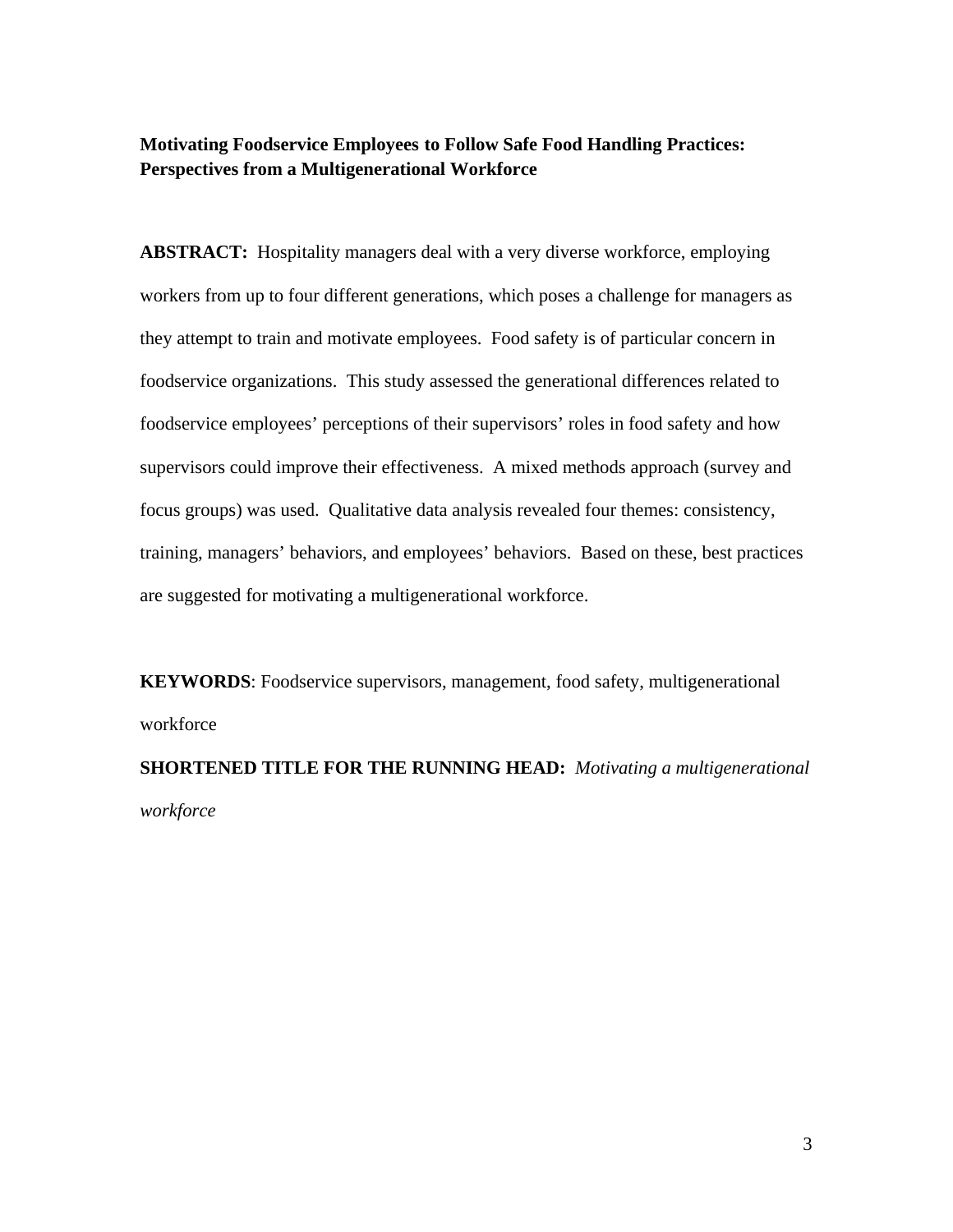**Motivating Foodservice Employees to Follow Safe Food Handling Practices: Perspectives from a Multigenerational Workforce**

**ABSTRACT:** Hospitality managers deal with a very diverse workforce, employing workers from up to four different generations, which poses a challenge for managers as they attempt to train and motivate employees. Food safety is of particular concern in foodservice organizations. This study assessed the generational differences related to foodservice employees' perceptions of their supervisors' roles in food safety and how supervisors could improve their effectiveness. A mixed methods approach (survey and focus groups) was used. Qualitative data analysis revealed four themes: consistency, training, managers' behaviors, and employees' behaviors. Based on these, best practices are suggested for motivating a multigenerational workforce.

**KEYWORDS**: Foodservice supervisors, management, food safety, multigenerational workforce

**SHORTENED TITLE FOR THE RUNNING HEAD:** *Motivating a multigenerational workforce*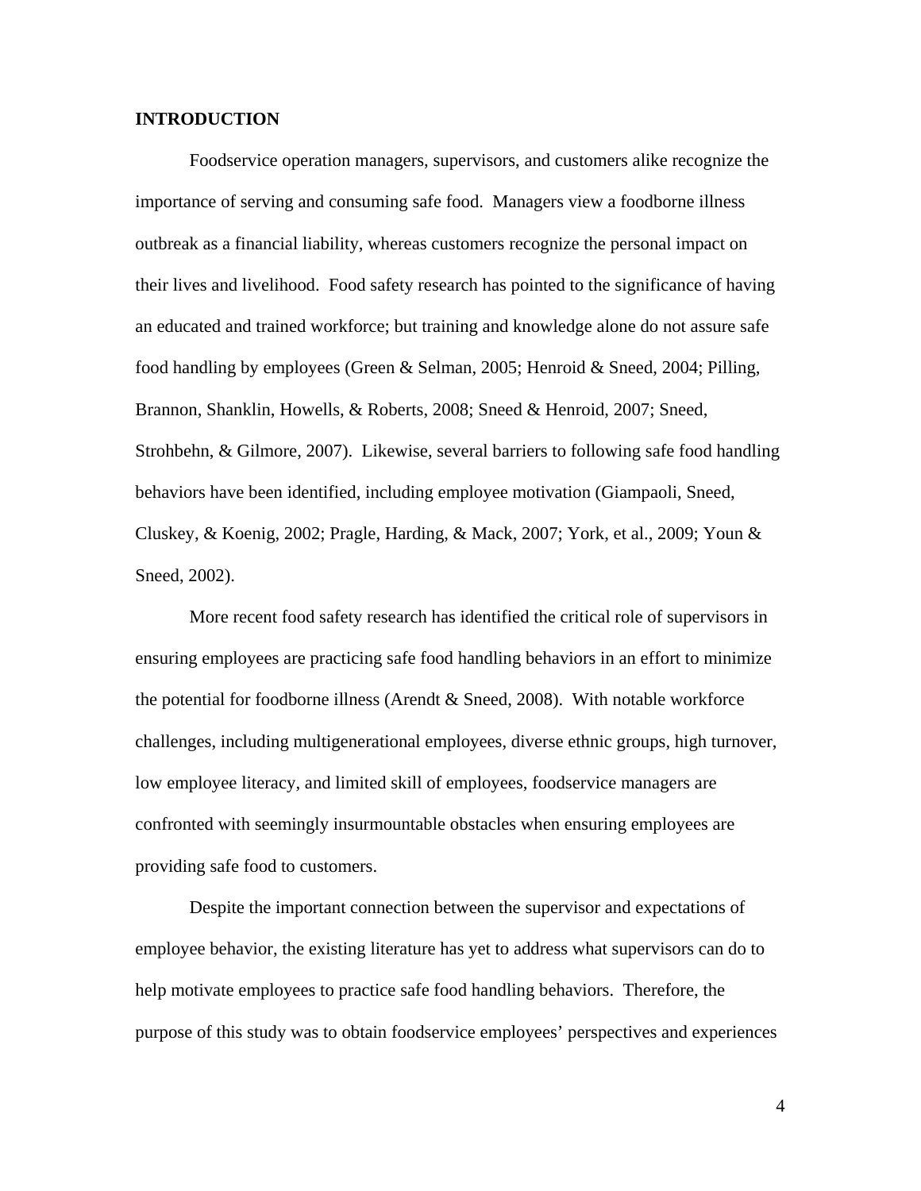## INTRODUCTION

Foodservice operation managers, supervisors, and customers alike recognize the importance of serving and consuming safe food. Managers view a foodborne illness outbreak as a financial liability, whereas customers recognize the personal impact on their lives and livelihood. Food safety research has pointed to the significance of having an educated and trained workforce; but training and knowledge alone do not assure safe food handling by employees (Green & Selman, 2005; Henroid & Sneed, 2004; Pilling, Brannon, Shanklin, Howells, & Roberts, 2008; Sneed & Henroid, 2007; Sneed, Strohbehn, & Gilmore, 2007). Likewise, several barriers to following safe food handling behaviors have been identified, including employee motivation (Giampaoli, Sneed, Cluskey, & Koenig, 2002; Pragle, Harding, & Mack, 2007; York, et al., 2009; Youn & Sneed, 2002).

More recent food safety research has identified the critical role of supervisors in ensuring employees are practicing safe food handling behaviors in an effort to minimize the potential for foodborne illness (Arendt & Sneed, 2008). With notable workforce challenges, including multigenerational employees, diverse ethnic groups, high turnover, low employee literacy, and limited skill of employees, foodservice managers are confronted with seemingly insurmountable obstacles when ensuring employees are providing safe food to customers.

Despite the important connection between the supervisor and expectations of employee behavior, the existing literature has yet to address what supervisors can do to help motivate employees to practice safe food handling behaviors. Therefore, the purpose of this study was to obtain foodservice employees' perspectives and experiences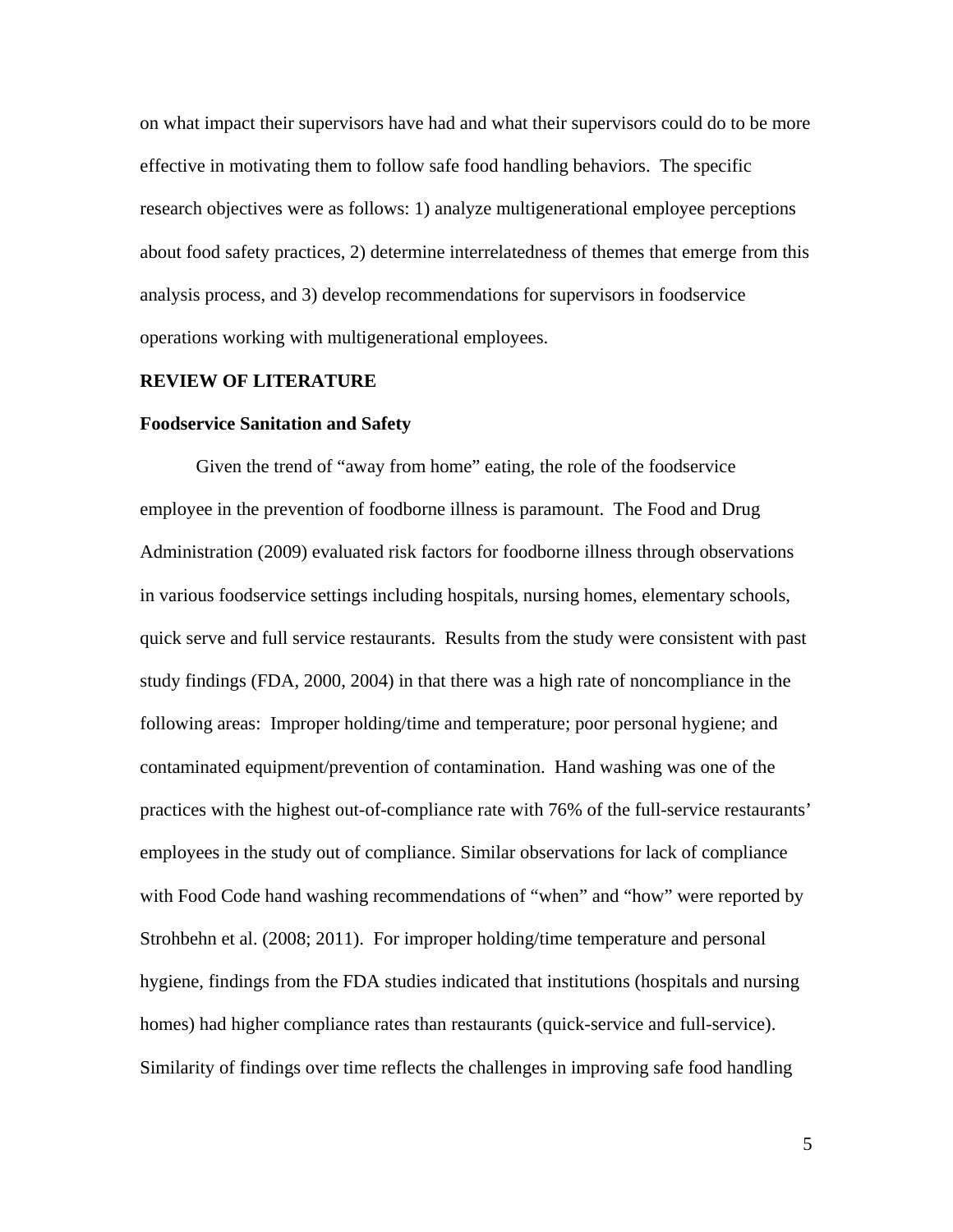on what impact their supervisors have had and what their supervisors could do to be more effective in motivating them to follow safe food handling behaviors. The specific research objectives were as follows: 1) analyze multigenerational employee perceptions about food safety practices, 2) determine interrelatedness of themes that emerge from this analysis process, and 3) develop recommendations for supervisors in foodservice operations working with multigenerational employees.

## REVIEW OF LITERATURE

### Foodservice Sanitation and Safety

Given the trend of "away from home" eating, the role of the foodservice employee in the prevention of foodborne illness is paramount. The Food and Drug Administration (2009) evaluated risk factors for foodborne illness through observations in various foodservice settings including hospitals, nursing homes, elementary schools, quick serve and full service restaurants. Results from the study were consistent with past study findings (FDA, 2000, 2004) in that there was a high rate of noncompliance in the following areas: Improper holding/time and temperature; poor personal hygiene; and contaminated equipment/prevention of contamination. Hand washing was one of the practices with the highest out-of-compliance rate with 76% of the full-service restaurants' employees in the study out of compliance. Similar observations for lack of compliance with Food Code hand washing recommendations of "when" and "how" were reported by Strohbehn et al. (2008; 2011). For improper holding/time temperature and personal hygiene, findings from the FDA studies indicated that institutions (hospitals and nursing homes) had higher compliance rates than restaurants (quick-service and full-service). Similarity of findings over time reflects the challenges in improving safe food handling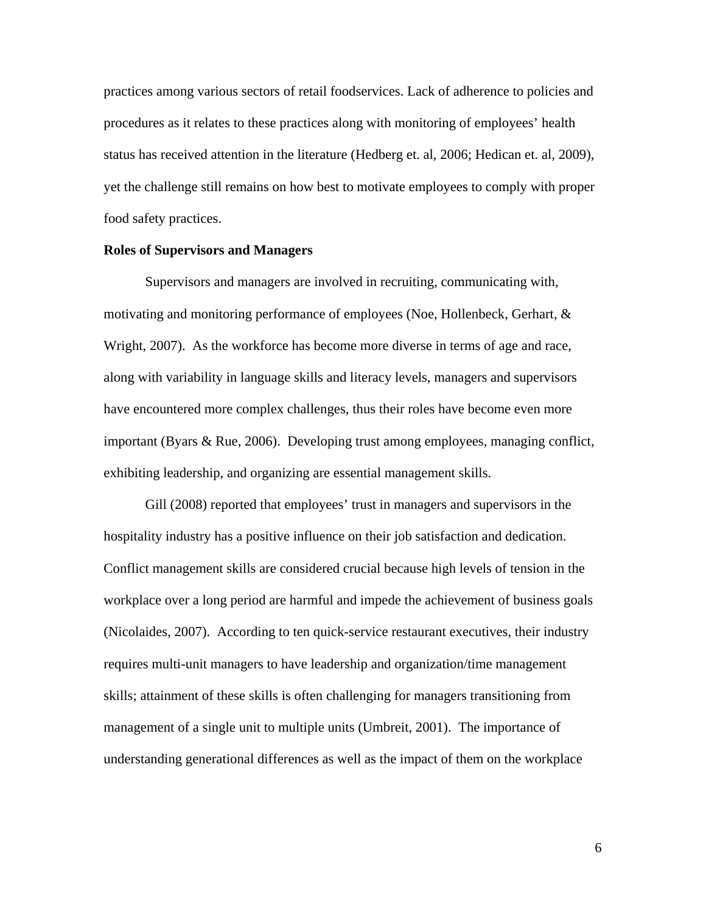practices among various sectors of retail foodservices. Lack of adherence to policies and procedures as it relates to these practices along with monitoring of employees' health status has received attention in the literature (Hedberg et. al, 2006; Hedican et. al, 2009), yet the challenge still remains on how best to motivate employees to comply with proper food safety practices.

**Roles of Supervisors and Managers**

Supervisors and managers are involved in recruiting, communicating with, motivating and monitoring performance of employees (Noe, Hollenbeck, Gerhart, & Wright, 2007). As the workforce has become more diverse in terms of age and race, along with variability in language skills and literacy levels, managers and supervisors have encountered more complex challenges, thus their roles have become even more important (Byars & Rue, 2006). Developing trust among employees, managing conflict, exhibiting leadership, and organizing are essential management skills.

Gill (2008) reported that employees' trust in managers and supervisors in the hospitality industry has a positive influence on their job satisfaction and dedication. Conflict management skills are considered crucial because high levels of tension in the workplace over a long period are harmful and impede the achievement of business goals (Nicolaides, 2007). According to ten quick-service restaurant executives, their industry requires multi-unit managers to have leadership and organization/time management skills; attainment of these skills is often challenging for managers transitioning from management of a single unit to multiple units (Umbreit, 2001). The importance of understanding generational differences as well as the impact of them on the workplace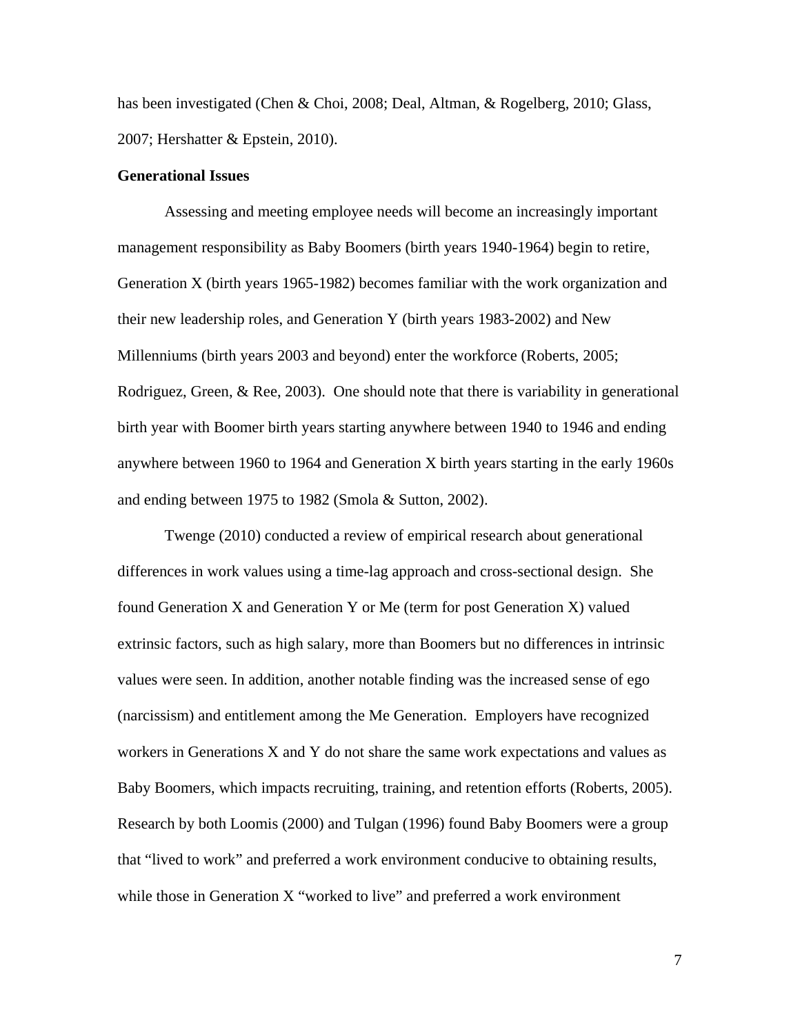has been investigated (Chen & Choi, 2008; Deal, Altman, & Rogelberg, 2010; Glass, 2007; Hershatter & Epstein, 2010).

**Generational Issues**

Assessing and meeting employee needs will become an increasingly important management responsibility as Baby Boomers (birth years 1940-1964) begin to retire, Generation X (birth years 1965-1982) becomes familiar with the work organization and their new leadership roles, and Generation Y (birth years 1983-2002) and New Millenniums (birth years 2003 and beyond) enter the workforce (Roberts, 2005; Rodriguez, Green, & Ree, 2003). One should note that there is variability in generational birth year with Boomer birth years starting anywhere between 1940 to 1946 and ending anywhere between 1960 to 1964 and Generation X birth years starting in the early 1960s and ending between 1975 to 1982 (Smola & Sutton, 2002).

Twenge (2010) conducted a review of empirical research about generational differences in work values using a time-lag approach and cross-sectional design. She found Generation X and Generation Y or Me (term for post Generation X) valued extrinsic factors, such as high salary, more than Boomers but no differences in intrinsic values were seen. In addition, another notable finding was the increased sense of ego (narcissism) and entitlement among the Me Generation. Employers have recognized workers in Generations X and Y do not share the same work expectations and values as Baby Boomers, which impacts recruiting, training, and retention efforts (Roberts, 2005). Research by both Loomis (2000) and Tulgan (1996) found Baby Boomers were a group that "lived to work" and preferred a work environment conducive to obtaining results, while those in Generation X "worked to live" and preferred a work environment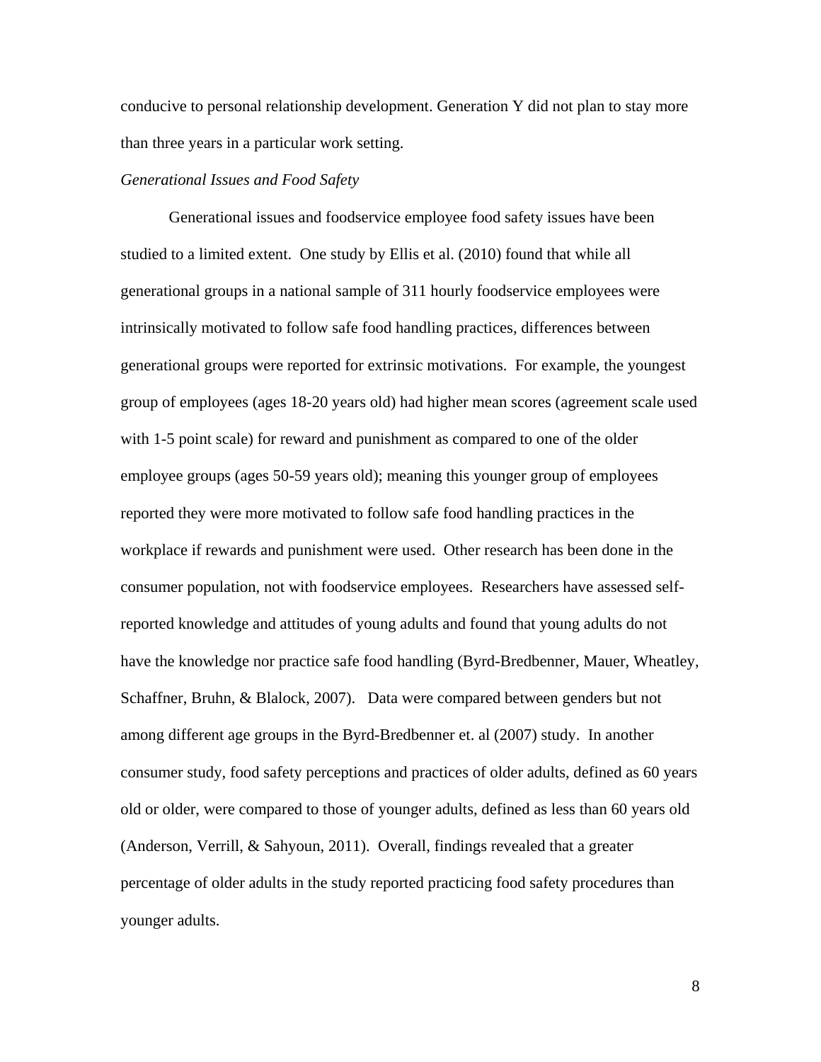conducive to personal relationship development. Generation Y did not plan to stay more than three years in a particular work setting.

*Generational Issues and Food Safety*

Generational issues and foodservice employee food safety issues have been studied to a limited extent. One study by Ellis et al. (2010) found that while all generational groups in a national sample of 311 hourly foodservice employees were intrinsically motivated to follow safe food handling practices, differences between generational groups were reported for extrinsic motivations. For example, the youngest group of employees (ages 18-20 years old) had higher mean scores (agreement scale used with 1-5 point scale) for reward and punishment as compared to one of the older employee groups (ages 50-59 years old); meaning this younger group of employees reported they were more motivated to follow safe food handling practices in the workplace if rewards and punishment were used. Other research has been done in the consumer population, not with foodservice employees. Researchers have assessed self-reported knowledge and attitudes of young adults and found that young adults do not have the knowledge nor practice safe food handling (Byrd-Bredbenner, Mauer, Wheatley, Schaffner, Bruhn, & Blalock, 2007). Data were compared between genders but not among different age groups in the Byrd-Bredbenner et. al (2007) study. In another consumer study, food safety perceptions and practices of older adults, defined as 60 years old or older, were compared to those of younger adults, defined as less than 60 years old (Anderson, Verrill, & Sahyoun, 2011). Overall, findings revealed that a greater percentage of older adults in the study reported practicing food safety procedures than younger adults.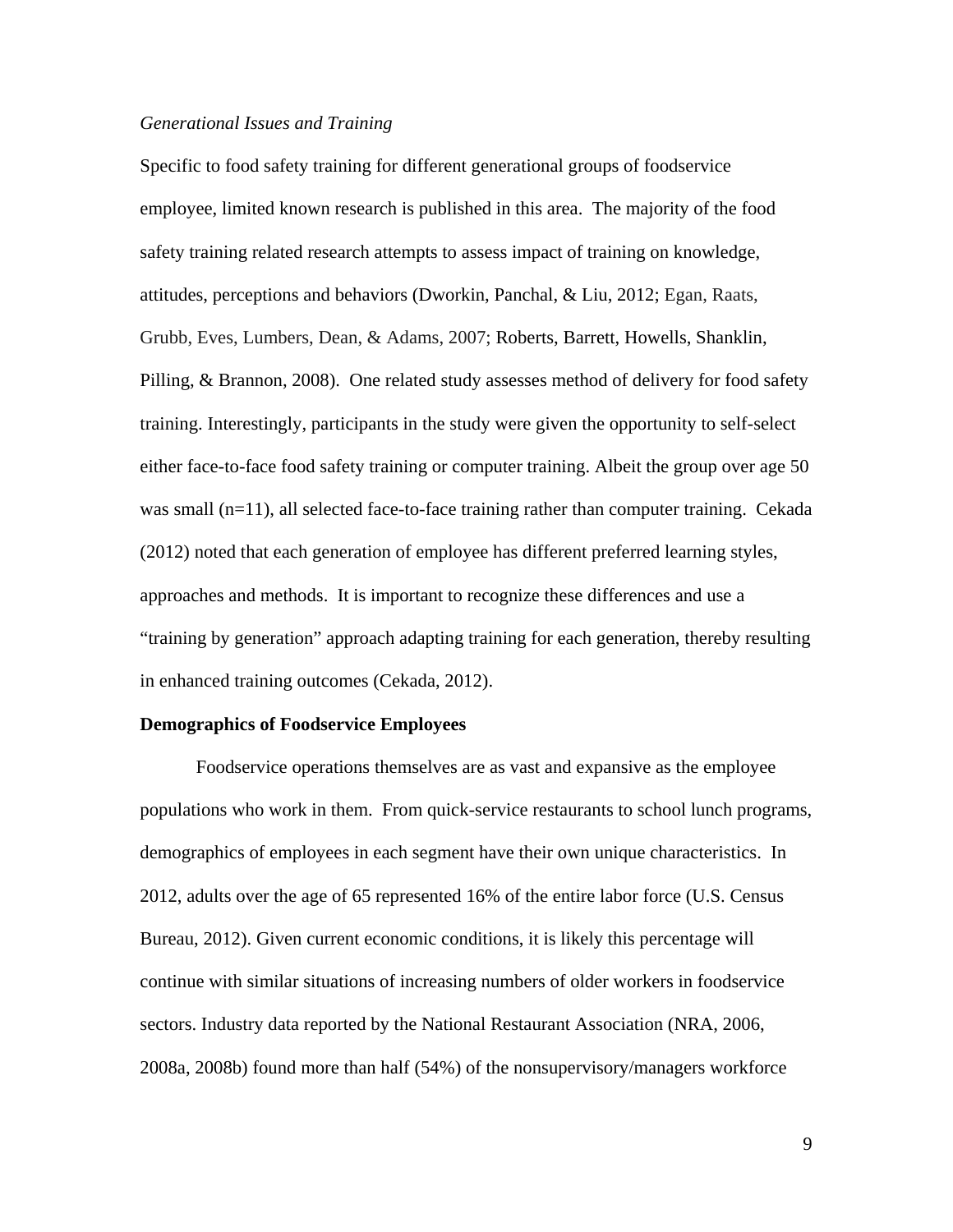*Generational Issues and Training*

Specific to food safety training for different generational groups of foodservice employee, limited known research is published in this area. The majority of the food safety training related research attempts to assess impact of training on knowledge, attitudes, perceptions and behaviors (Dworkin, Panchal, & Liu, 2012; Egan, Raats, Grubb, Eves, Lumbers, Dean, & Adams, 2007; Roberts, Barrett, Howells, Shanklin, Pilling, & Brannon, 2008). One related study assesses method of delivery for food safety training. Interestingly, participants in the study were given the opportunity to self-select either face-to-face food safety training or computer training. Albeit the group over age 50 was small (n=11), all selected face-to-face training rather than computer training. Cekada (2012) noted that each generation of employee has different preferred learning styles, approaches and methods. It is important to recognize these differences and use a "training by generation" approach adapting training for each generation, thereby resulting in enhanced training outcomes (Cekada, 2012).

## Demographics of Foodservice Employees

Foodservice operations themselves are as vast and expansive as the employee populations who work in them. From quick-service restaurants to school lunch programs, demographics of employees in each segment have their own unique characteristics. In 2012, adults over the age of 65 represented 16% of the entire labor force (U.S. Census Bureau, 2012). Given current economic conditions, it is likely this percentage will continue with similar situations of increasing numbers of older workers in foodservice sectors. Industry data reported by the National Restaurant Association (NRA, 2006, 2008a, 2008b) found more than half (54%) of the nonsupervisory/managers workforce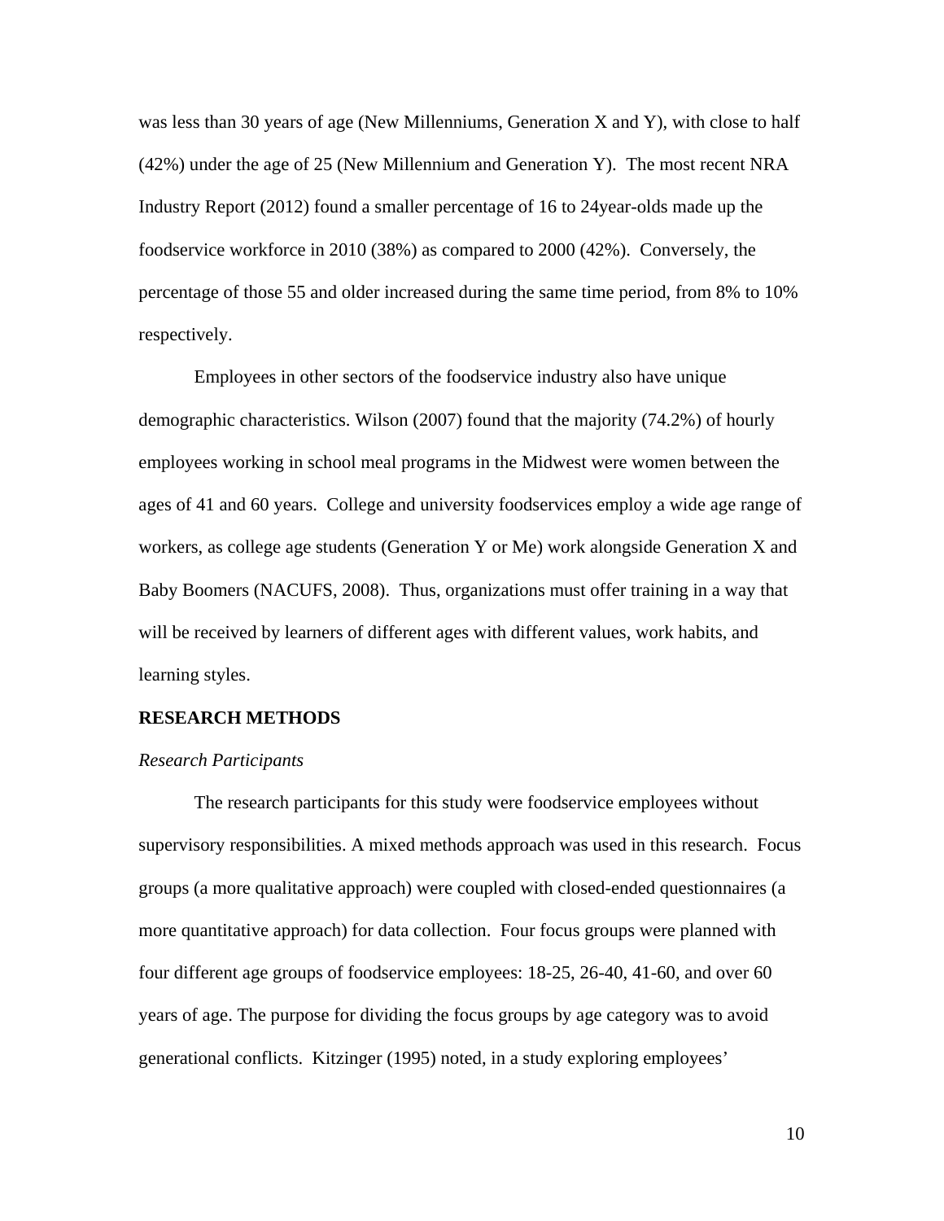was less than 30 years of age (New Millenniums, Generation X and Y), with close to half (42%) under the age of 25 (New Millennium and Generation Y). The most recent NRA Industry Report (2012) found a smaller percentage of 16 to 24year-olds made up the foodservice workforce in 2010 (38%) as compared to 2000 (42%). Conversely, the percentage of those 55 and older increased during the same time period, from 8% to 10% respectively.

Employees in other sectors of the foodservice industry also have unique demographic characteristics. Wilson (2007) found that the majority (74.2%) of hourly employees working in school meal programs in the Midwest were women between the ages of 41 and 60 years. College and university foodservices employ a wide age range of workers, as college age students (Generation Y or Me) work alongside Generation X and Baby Boomers (NACUFS, 2008). Thus, organizations must offer training in a way that will be received by learners of different ages with different values, work habits, and learning styles.

## RESEARCH METHODS

### *Research Participants*

The research participants for this study were foodservice employees without supervisory responsibilities. A mixed methods approach was used in this research. Focus groups (a more qualitative approach) were coupled with closed-ended questionnaires (a more quantitative approach) for data collection. Four focus groups were planned with four different age groups of foodservice employees: 18-25, 26-40, 41-60, and over 60 years of age. The purpose for dividing the focus groups by age category was to avoid generational conflicts. Kitzinger (1995) noted, in a study exploring employees'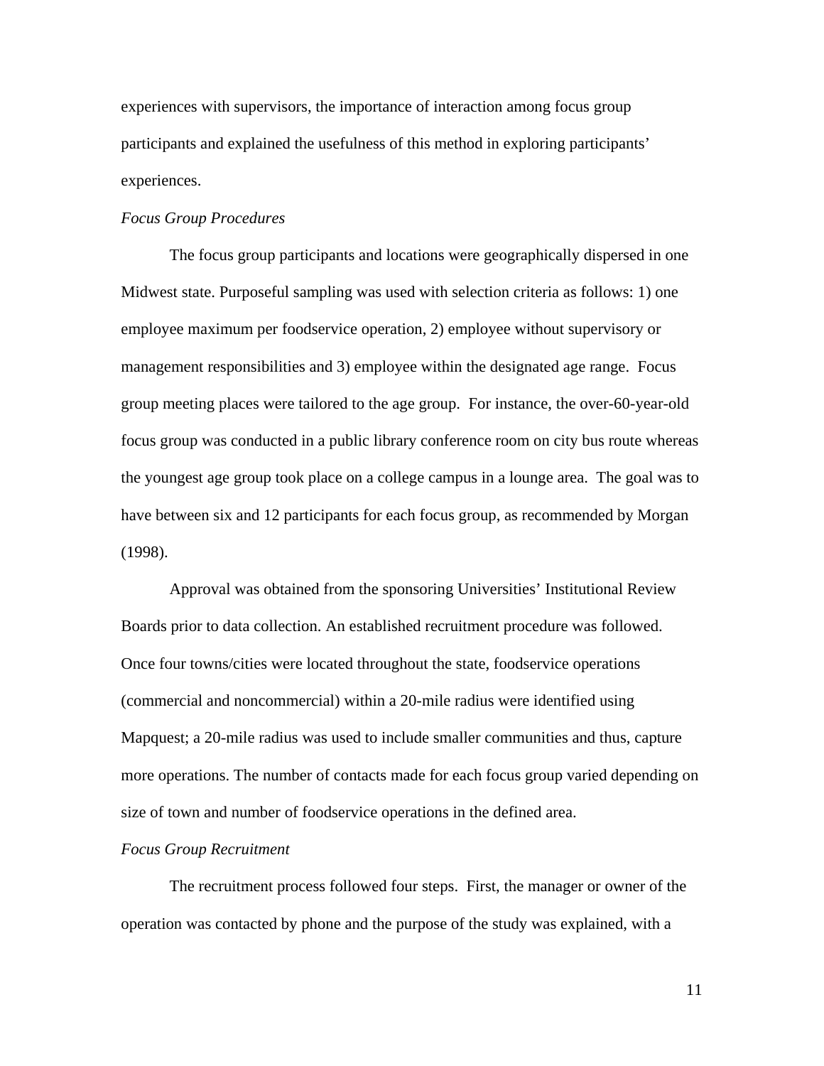experiences with supervisors, the importance of interaction among focus group participants and explained the usefulness of this method in exploring participants' experiences.

*Focus Group Procedures*

The focus group participants and locations were geographically dispersed in one Midwest state. Purposeful sampling was used with selection criteria as follows: 1) one employee maximum per foodservice operation, 2) employee without supervisory or management responsibilities and 3) employee within the designated age range. Focus group meeting places were tailored to the age group. For instance, the over-60-year-old focus group was conducted in a public library conference room on city bus route whereas the youngest age group took place on a college campus in a lounge area. The goal was to have between six and 12 participants for each focus group, as recommended by Morgan (1998).

Approval was obtained from the sponsoring Universities' Institutional Review Boards prior to data collection. An established recruitment procedure was followed. Once four towns/cities were located throughout the state, foodservice operations (commercial and noncommercial) within a 20-mile radius were identified using Mapquest; a 20-mile radius was used to include smaller communities and thus, capture more operations. The number of contacts made for each focus group varied depending on size of town and number of foodservice operations in the defined area.

*Focus Group Recruitment*

The recruitment process followed four steps. First, the manager or owner of the operation was contacted by phone and the purpose of the study was explained, with a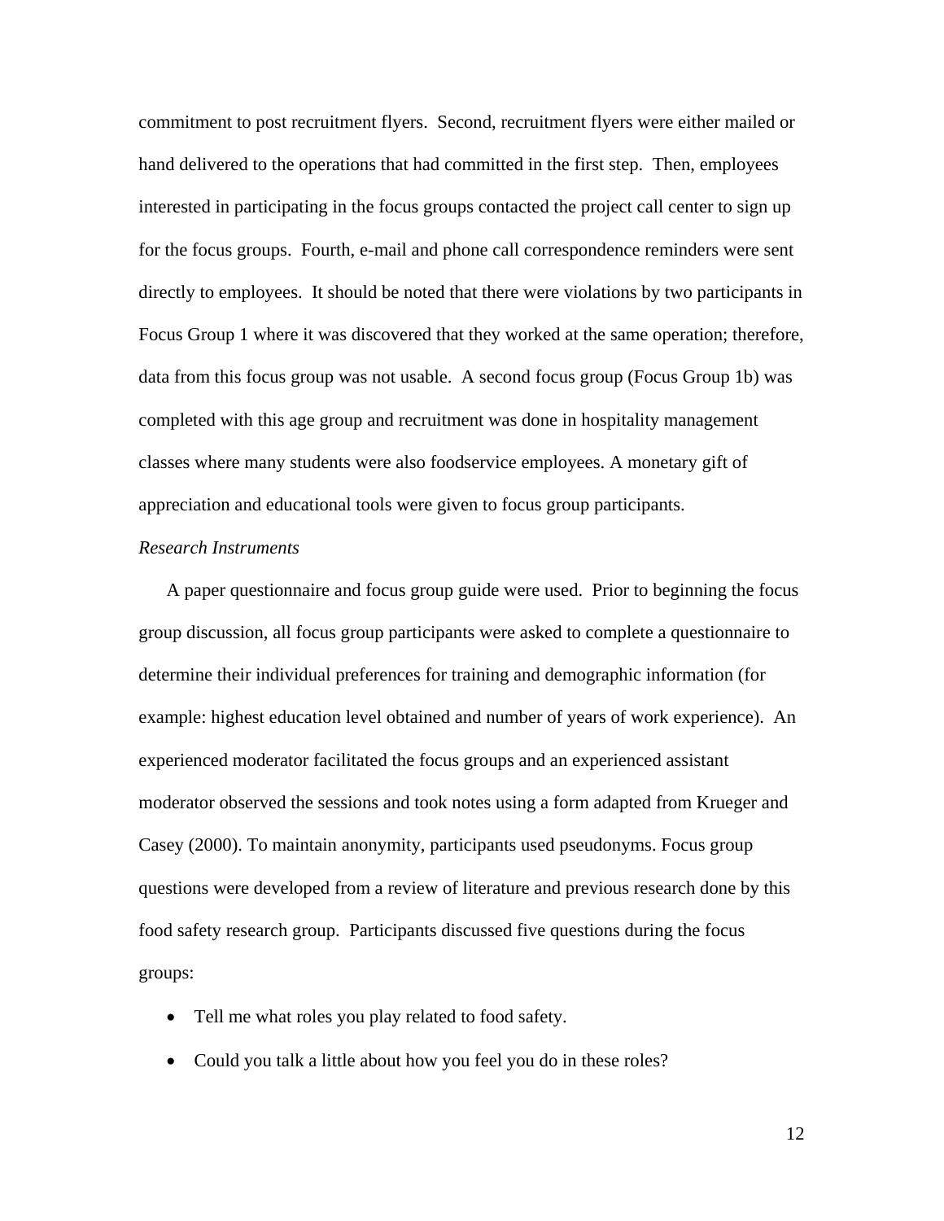commitment to post recruitment flyers. Second, recruitment flyers were either mailed or hand delivered to the operations that had committed in the first step. Then, employees interested in participating in the focus groups contacted the project call center to sign up for the focus groups. Fourth, e-mail and phone call correspondence reminders were sent directly to employees. It should be noted that there were violations by two participants in Focus Group 1 where it was discovered that they worked at the same operation; therefore, data from this focus group was not usable. A second focus group (Focus Group 1b) was completed with this age group and recruitment was done in hospitality management classes where many students were also foodservice employees. A monetary gift of appreciation and educational tools were given to focus group participants.

*Research Instruments*

A paper questionnaire and focus group guide were used. Prior to beginning the focus group discussion, all focus group participants were asked to complete a questionnaire to determine their individual preferences for training and demographic information (for example: highest education level obtained and number of years of work experience). An experienced moderator facilitated the focus groups and an experienced assistant moderator observed the sessions and took notes using a form adapted from Krueger and Casey (2000). To maintain anonymity, participants used pseudonyms. Focus group questions were developed from a review of literature and previous research done by this food safety research group. Participants discussed five questions during the focus groups:

- Tell me what roles you play related to food safety.
- Could you talk a little about how you feel you do in these roles?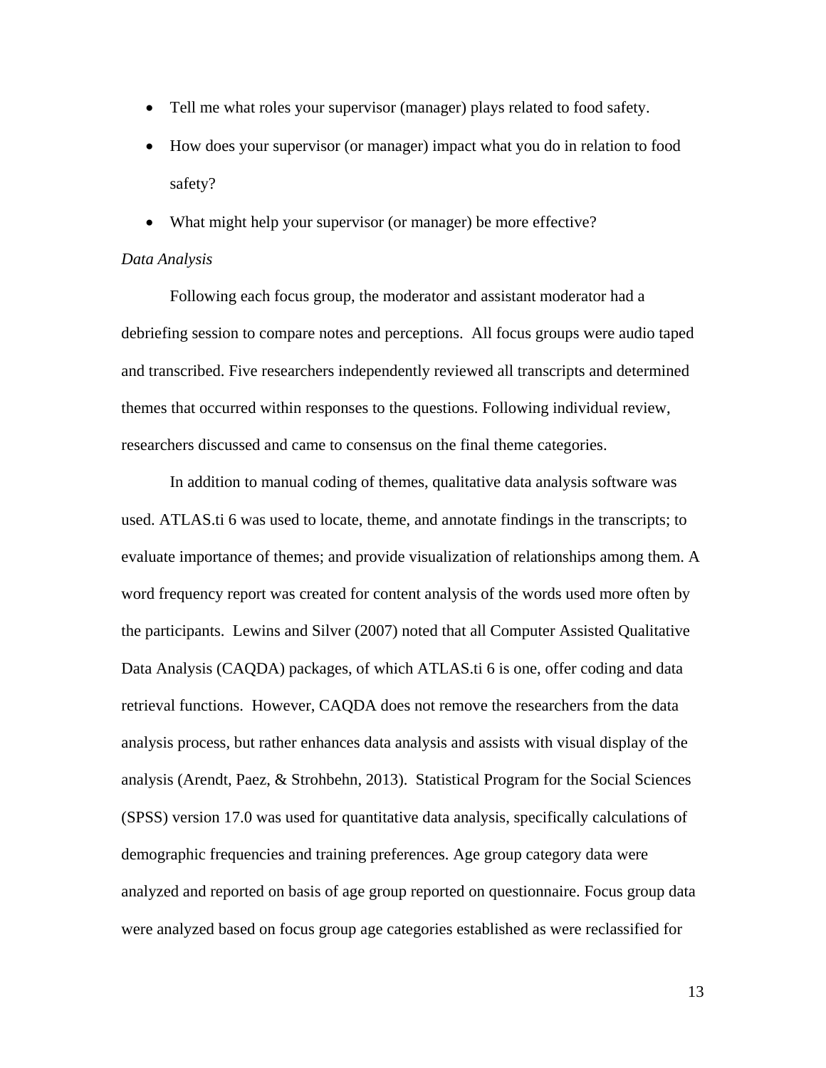- Tell me what roles your supervisor (manager) plays related to food safety.
- How does your supervisor (or manager) impact what you do in relation to food safety?
- What might help your supervisor (or manager) be more effective?

*Data Analysis*

Following each focus group, the moderator and assistant moderator had a debriefing session to compare notes and perceptions. All focus groups were audio taped and transcribed. Five researchers independently reviewed all transcripts and determined themes that occurred within responses to the questions. Following individual review, researchers discussed and came to consensus on the final theme categories.

In addition to manual coding of themes, qualitative data analysis software was used. ATLAS.ti 6 was used to locate, theme, and annotate findings in the transcripts; to evaluate importance of themes; and provide visualization of relationships among them. A word frequency report was created for content analysis of the words used more often by the participants. Lewins and Silver (2007) noted that all Computer Assisted Qualitative Data Analysis (CAQDA) packages, of which ATLAS.ti 6 is one, offer coding and data retrieval functions. However, CAQDA does not remove the researchers from the data analysis process, but rather enhances data analysis and assists with visual display of the analysis (Arendt, Paez, & Strohbehn, 2013). Statistical Program for the Social Sciences (SPSS) version 17.0 was used for quantitative data analysis, specifically calculations of demographic frequencies and training preferences. Age group category data were analyzed and reported on basis of age group reported on questionnaire. Focus group data were analyzed based on focus group age categories established as were reclassified for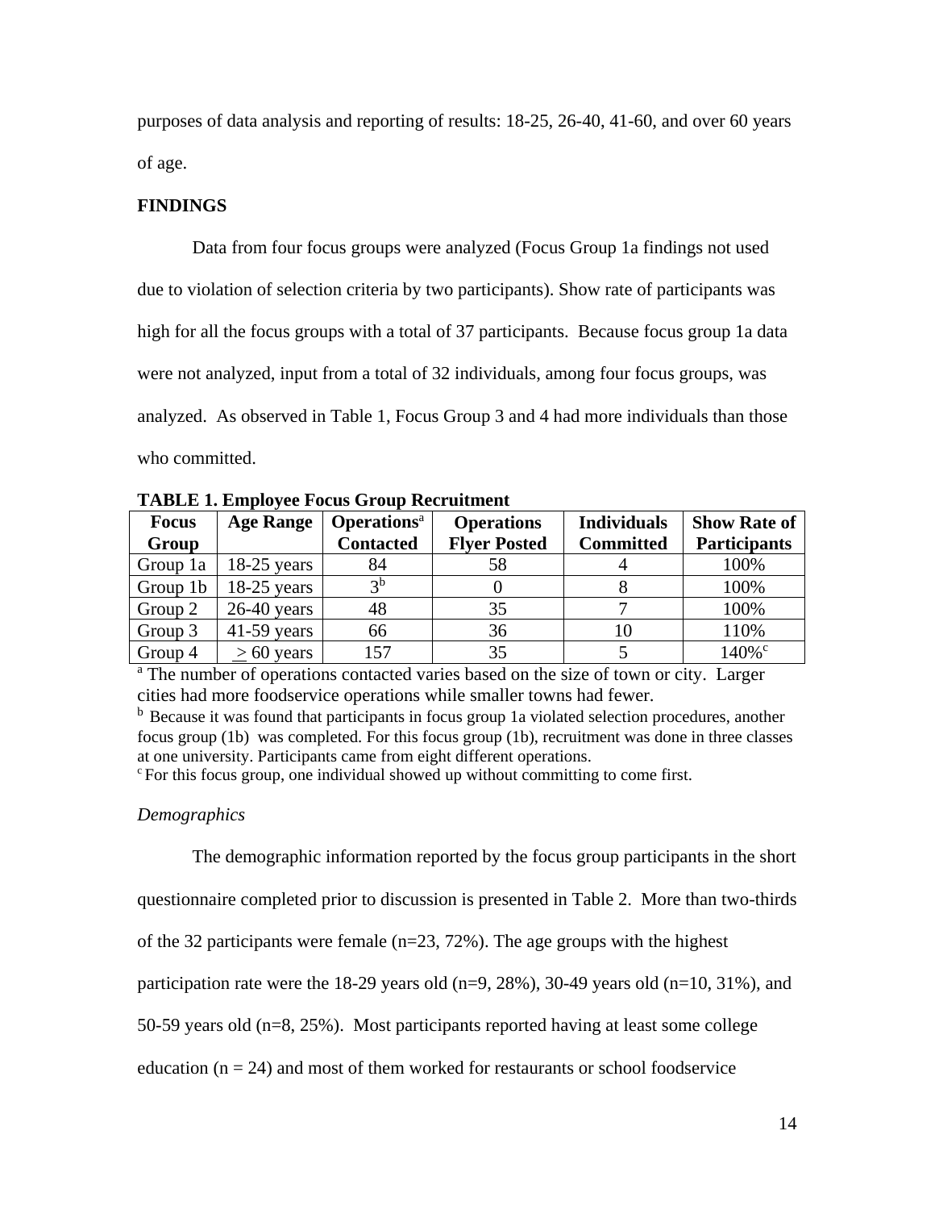purposes of data analysis and reporting of results: 18-25, 26-40, 41-60, and over 60 years of age.

**FINDINGS**

Data from four focus groups were analyzed (Focus Group 1a findings not used due to violation of selection criteria by two participants). Show rate of participants was high for all the focus groups with a total of 37 participants. Because focus group 1a data were not analyzed, input from a total of 32 individuals, among four focus groups, was analyzed. As observed in Table 1, Focus Group 3 and 4 had more individuals than those who committed.

**TABLE 1. Employee Focus Group Recruitment**

| Focus Group | Age Range | Operations[a] Contacted | Operations Flyer Posted | Individuals Committed | Show Rate of Participants |
|---|---|---|---|---|---|
| Group 1a | 18-25 years | 84 | 58 | 4 | 100% |
| Group 1b | 18-25 years | 3[b] | 0 | 8 | 100% |
| Group 2 | 26-40 years | 48 | 35 | 7 | 100% |
| Group 3 | 41-59 years | 66 | 36 | 10 | 110% |
| Group 4 | $\geq$ 60 years | 157 | 35 | 5 | 140%[c] |

[a] The number of operations contacted varies based on the size of town or city. Larger cities had more foodservice operations while smaller towns had fewer.

[b] Because it was found that participants in focus group 1a violated selection procedures, another focus group (1b) was completed. For this focus group (1b), recruitment was done in three classes at one university. Participants came from eight different operations.

[c] For this focus group, one individual showed up without committing to come first.

*Demographics*

The demographic information reported by the focus group participants in the short questionnaire completed prior to discussion is presented in Table 2. More than two-thirds of the 32 participants were female (n=23, 72%). The age groups with the highest participation rate were the 18-29 years old (n=9, 28%), 30-49 years old (n=10, 31%), and 50-59 years old (n=8, 25%). Most participants reported having at least some college education (n = 24) and most of them worked for restaurants or school foodservice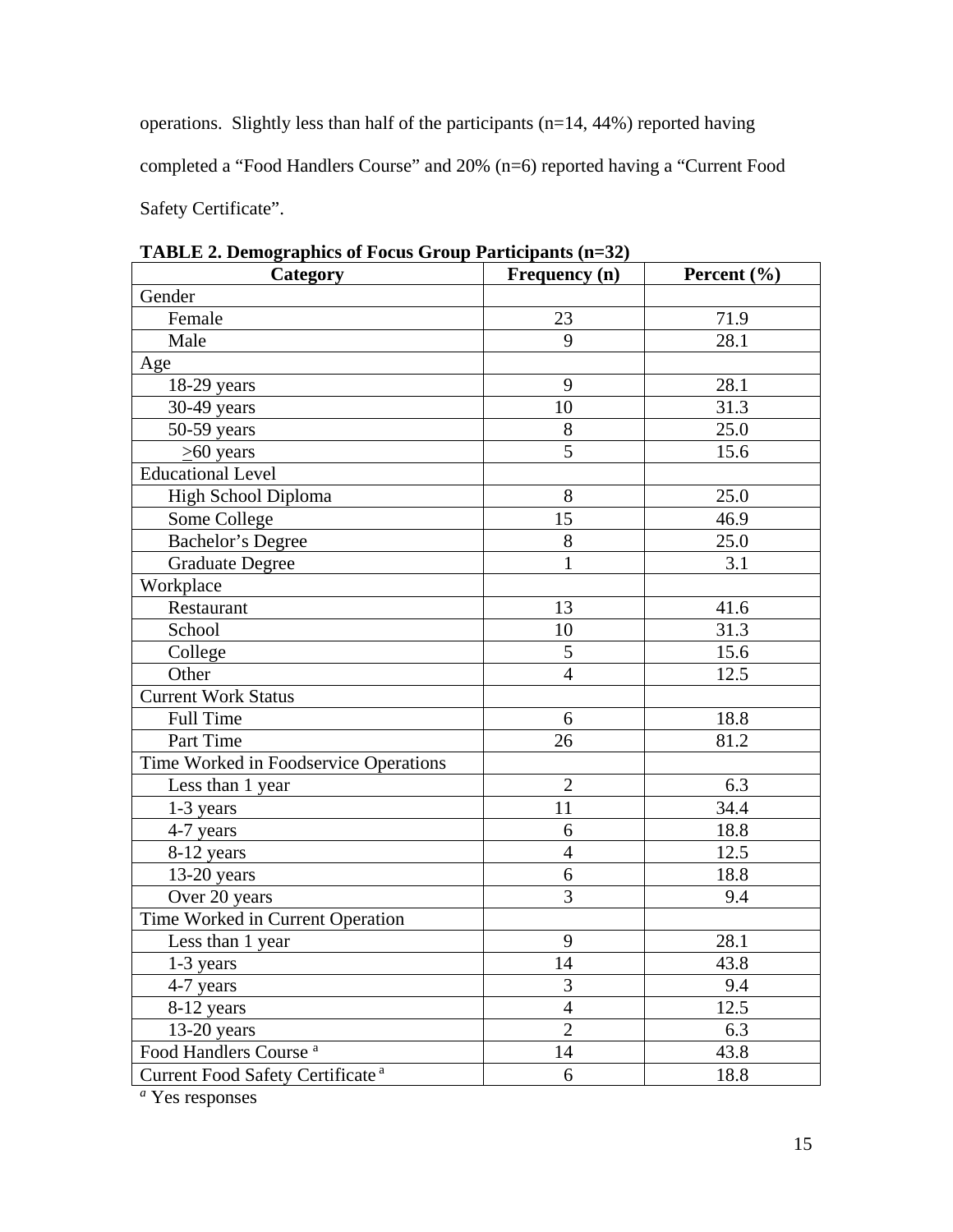operations. Slightly less than half of the participants (n=14, 44%) reported having completed a “Food Handlers Course” and 20% (n=6) reported having a “Current Food Safety Certificate”.

**TABLE 2. Demographics of Focus Group Participants (n=32)**

| Category | Frequency (n) | Percent (%) |
|---|---|---|
| Gender | | |
| Female | 23 | 71.9 |
| Male | 9 | 28.1 |
| Age | | |
| 18-29 years | 9 | 28.1 |
| 30-49 years | 10 | 31.3 |
| 50-59 years | 8 | 25.0 |
| $\geq$60 years | 5 | 15.6 |
| Educational Level | | |
| High School Diploma | 8 | 25.0 |
| Some College | 15 | 46.9 |
| Bachelor’s Degree | 8 | 25.0 |
| Graduate Degree | 1 | 3.1 |
| Workplace | | |
| Restaurant | 13 | 41.6 |
| School | 10 | 31.3 |
| College | 5 | 15.6 |
| Other | 4 | 12.5 |
| Current Work Status | | |
| Full Time | 6 | 18.8 |
| Part Time | 26 | 81.2 |
| Time Worked in Foodservice Operations | | |
| Less than 1 year | 2 | 6.3 |
| 1-3 years | 11 | 34.4 |
| 4-7 years | 6 | 18.8 |
| 8-12 years | 4 | 12.5 |
| 13-20 years | 6 | 18.8 |
| Over 20 years | 3 | 9.4 |
| Time Worked in Current Operation | | |
| Less than 1 year | 9 | 28.1 |
| 1-3 years | 14 | 43.8 |
| 4-7 years | 3 | 9.4 |
| 8-12 years | 4 | 12.5 |
| 13-20 years | 2 | 6.3 |
| Food Handlers Course [a] | 14 | 43.8 |
| Current Food Safety Certificate [a] | 6 | 18.8 |

[a] Yes responses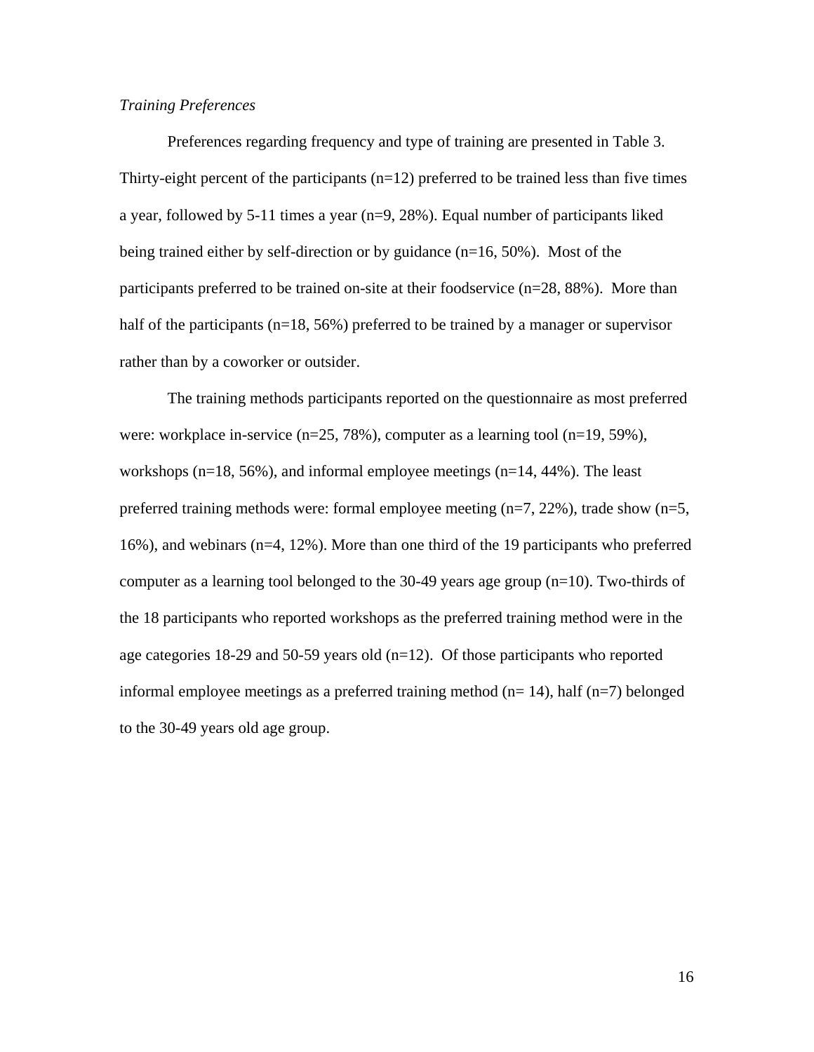*Training Preferences*

Preferences regarding frequency and type of training are presented in Table 3. Thirty-eight percent of the participants (n=12) preferred to be trained less than five times a year, followed by 5-11 times a year (n=9, 28%). Equal number of participants liked being trained either by self-direction or by guidance (n=16, 50%). Most of the participants preferred to be trained on-site at their foodservice (n=28, 88%). More than half of the participants (n=18, 56%) preferred to be trained by a manager or supervisor rather than by a coworker or outsider.

The training methods participants reported on the questionnaire as most preferred were: workplace in-service (n=25, 78%), computer as a learning tool (n=19, 59%), workshops (n=18, 56%), and informal employee meetings (n=14, 44%). The least preferred training methods were: formal employee meeting (n=7, 22%), trade show (n=5, 16%), and webinars (n=4, 12%). More than one third of the 19 participants who preferred computer as a learning tool belonged to the 30-49 years age group (n=10). Two-thirds of the 18 participants who reported workshops as the preferred training method were in the age categories 18-29 and 50-59 years old (n=12). Of those participants who reported informal employee meetings as a preferred training method (n= 14), half (n=7) belonged to the 30-49 years old age group.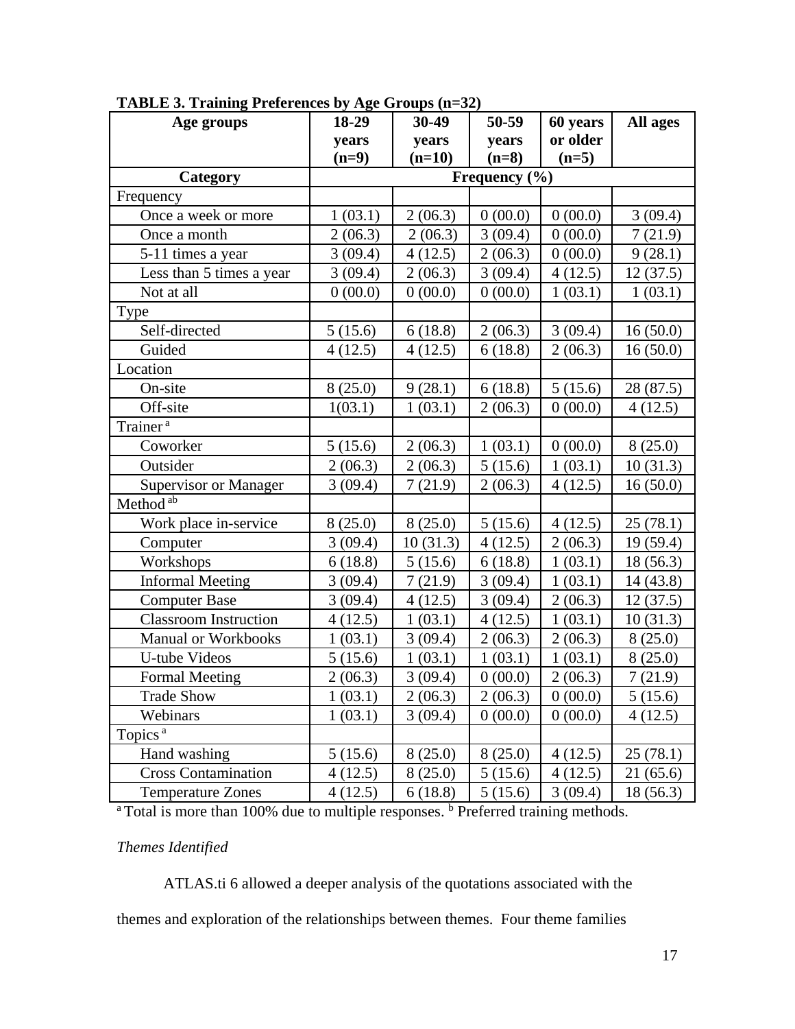**TABLE 3. Training Preferences by Age Groups (n=32)**

| Age groups | 18-29 years (n=9) | 30-49 years (n=10) | 50-59 years (n=8) | 60 years or older (n=5) | All ages |
|---|---|---|---|---|---|
| **Category** | **Frequency (%)** | | | | |
| Frequency | | | | | |
| Once a week or more | 1 (03.1) | 2 (06.3) | 0 (00.0) | 0 (00.0) | 3 (09.4) |
| Once a month | 2 (06.3) | 2 (06.3) | 3 (09.4) | 0 (00.0) | 7 (21.9) |
| 5-11 times a year | 3 (09.4) | 4 (12.5) | 2 (06.3) | 0 (00.0) | 9 (28.1) |
| Less than 5 times a year | 3 (09.4) | 2 (06.3) | 3 (09.4) | 4 (12.5) | 12 (37.5) |
| Not at all | 0 (00.0) | 0 (00.0) | 0 (00.0) | 1 (03.1) | 1 (03.1) |
| Type | | | | | |
| Self-directed | 5 (15.6) | 6 (18.8) | 2 (06.3) | 3 (09.4) | 16 (50.0) |
| Guided | 4 (12.5) | 4 (12.5) | 6 (18.8) | 2 (06.3) | 16 (50.0) |
| Location | | | | | |
| On-site | 8 (25.0) | 9 (28.1) | 6 (18.8) | 5 (15.6) | 28 (87.5) |
| Off-site | 1(03.1) | 1 (03.1) | 2 (06.3) | 0 (00.0) | 4 (12.5) |
| Trainer [a] | | | | | |
| Coworker | 5 (15.6) | 2 (06.3) | 1 (03.1) | 0 (00.0) | 8 (25.0) |
| Outsider | 2 (06.3) | 2 (06.3) | 5 (15.6) | 1 (03.1) | 10 (31.3) |
| Supervisor or Manager | 3 (09.4) | 7 (21.9) | 2 (06.3) | 4 (12.5) | 16 (50.0) |
| Method [ab] | | | | | |
| Work place in-service | 8 (25.0) | 8 (25.0) | 5 (15.6) | 4 (12.5) | 25 (78.1) |
| Computer | 3 (09.4) | 10 (31.3) | 4 (12.5) | 2 (06.3) | 19 (59.4) |
| Workshops | 6 (18.8) | 5 (15.6) | 6 (18.8) | 1 (03.1) | 18 (56.3) |
| Informal Meeting | 3 (09.4) | 7 (21.9) | 3 (09.4) | 1 (03.1) | 14 (43.8) |
| Computer Base | 3 (09.4) | 4 (12.5) | 3 (09.4) | 2 (06.3) | 12 (37.5) |
| Classroom Instruction | 4 (12.5) | 1 (03.1) | 4 (12.5) | 1 (03.1) | 10 (31.3) |
| Manual or Workbooks | 1 (03.1) | 3 (09.4) | 2 (06.3) | 2 (06.3) | 8 (25.0) |
| U-tube Videos | 5 (15.6) | 1 (03.1) | 1 (03.1) | 1 (03.1) | 8 (25.0) |
| Formal Meeting | 2 (06.3) | 3 (09.4) | 0 (00.0) | 2 (06.3) | 7 (21.9) |
| Trade Show | 1 (03.1) | 2 (06.3) | 2 (06.3) | 0 (00.0) | 5 (15.6) |
| Webinars | 1 (03.1) | 3 (09.4) | 0 (00.0) | 0 (00.0) | 4 (12.5) |
| Topics [a] | | | | | |
| Hand washing | 5 (15.6) | 8 (25.0) | 8 (25.0) | 4 (12.5) | 25 (78.1) |
| Cross Contamination | 4 (12.5) | 8 (25.0) | 5 (15.6) | 4 (12.5) | 21 (65.6) |
| Temperature Zones | 4 (12.5) | 6 (18.8) | 5 (15.6) | 3 (09.4) | 18 (56.3) |

[a] Total is more than 100% due to multiple responses. [b] Preferred training methods.

*Themes Identified*

ATLAS.ti 6 allowed a deeper analysis of the quotations associated with the themes and exploration of the relationships between themes. Four theme families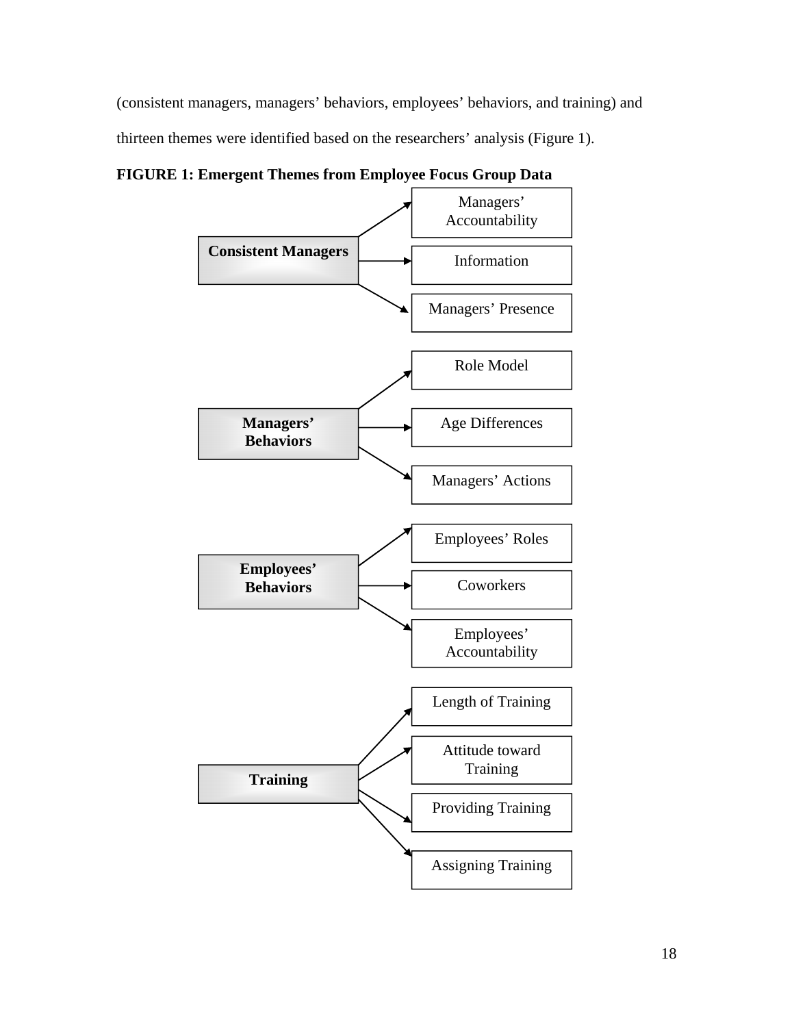(consistent managers, managers' behaviors, employees' behaviors, and training) and thirteen themes were identified based on the researchers' analysis (Figure 1).

**FIGURE 1: Emergent Themes from Employee Focus Group Data**

- **Consistent Managers**
  - Managers' Accountability
  - Information
  - Managers' Presence
- **Managers' Behaviors**
  - Role Model
  - Age Differences
  - Managers' Actions
- **Employees' Behaviors**
  - Employees' Roles
  - Coworkers
  - Employees' Accountability
- **Training**
  - Length of Training
  - Attitude toward Training
  - Providing Training
  - Assigning Training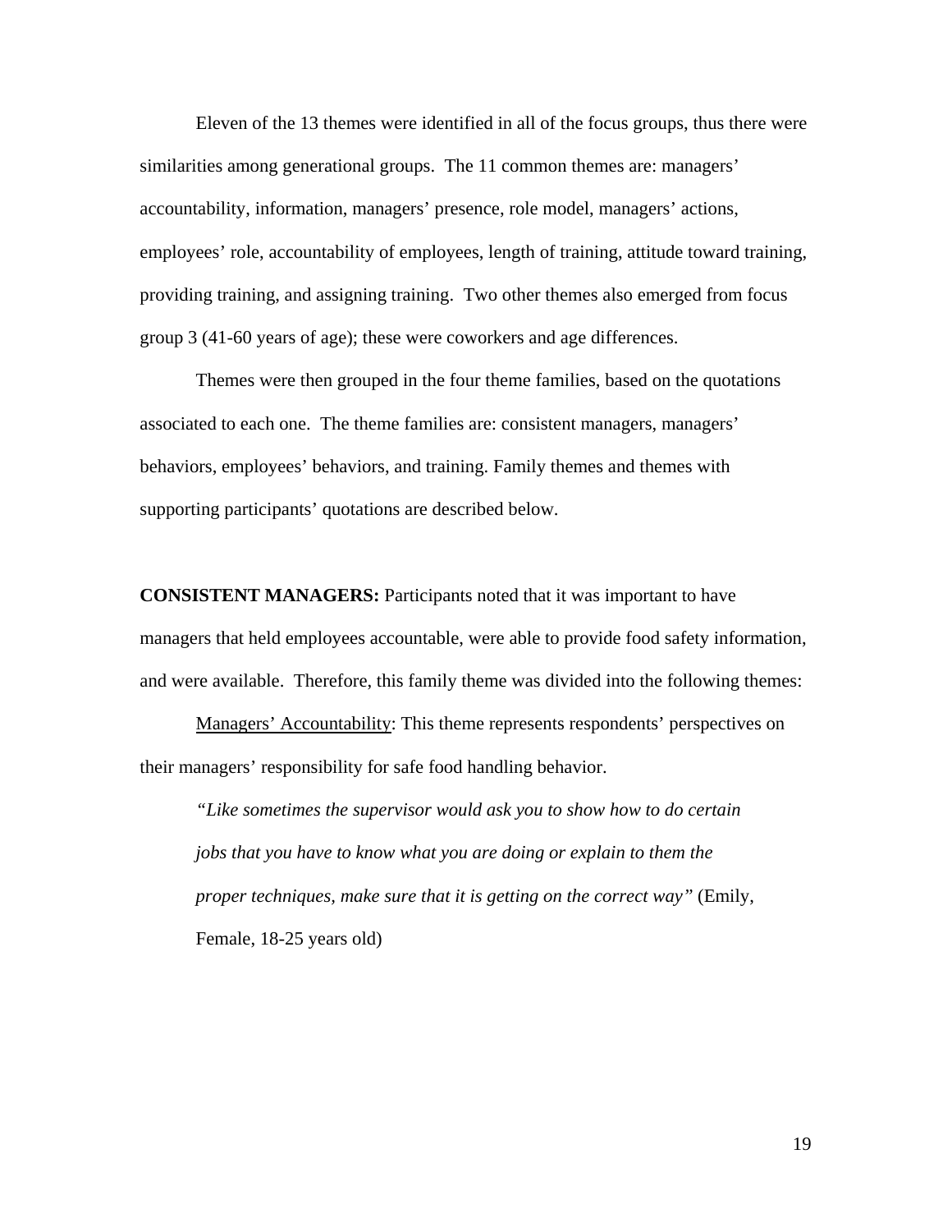Eleven of the 13 themes were identified in all of the focus groups, thus there were similarities among generational groups. The 11 common themes are: managers' accountability, information, managers' presence, role model, managers' actions, employees' role, accountability of employees, length of training, attitude toward training, providing training, and assigning training. Two other themes also emerged from focus group 3 (41-60 years of age); these were coworkers and age differences.

Themes were then grouped in the four theme families, based on the quotations associated to each one. The theme families are: consistent managers, managers' behaviors, employees' behaviors, and training. Family themes and themes with supporting participants' quotations are described below.

**CONSISTENT MANAGERS:** Participants noted that it was important to have managers that held employees accountable, were able to provide food safety information, and were available. Therefore, this family theme was divided into the following themes:

<u>Managers' Accountability</u>: This theme represents respondents' perspectives on their managers' responsibility for safe food handling behavior.

> *"Like sometimes the supervisor would ask you to show how to do certain jobs that you have to know what you are doing or explain to them the proper techniques, make sure that it is getting on the correct way"* (Emily, Female, 18-25 years old)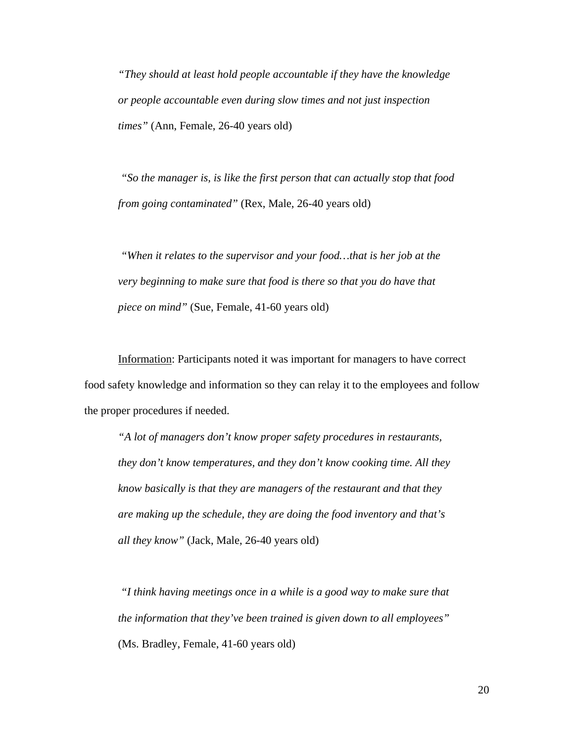> *"They should at least hold people accountable if they have the knowledge or people accountable even during slow times and not just inspection times"* (Ann, Female, 26-40 years old)

> *"So the manager is, is like the first person that can actually stop that food from going contaminated"* (Rex, Male, 26-40 years old)

> *"When it relates to the supervisor and your food…that is her job at the very beginning to make sure that food is there so that you do have that piece on mind"* (Sue, Female, 41-60 years old)

<u>Information</u>: Participants noted it was important for managers to have correct food safety knowledge and information so they can relay it to the employees and follow the proper procedures if needed.

> *"A lot of managers don't know proper safety procedures in restaurants, they don't know temperatures, and they don't know cooking time. All they know basically is that they are managers of the restaurant and that they are making up the schedule, they are doing the food inventory and that's all they know"* (Jack, Male, 26-40 years old)

> *"I think having meetings once in a while is a good way to make sure that the information that they've been trained is given down to all employees"* (Ms. Bradley, Female, 41-60 years old)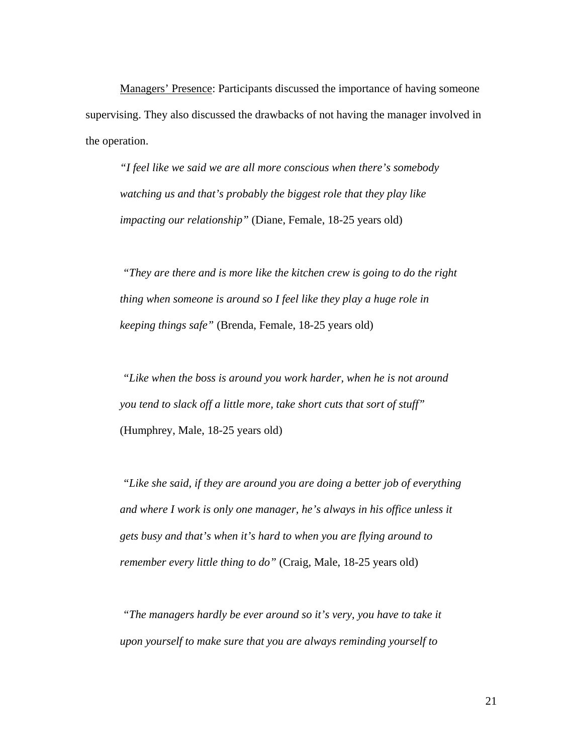Managers' Presence: Participants discussed the importance of having someone supervising. They also discussed the drawbacks of not having the manager involved in the operation.

> *"I feel like we said we are all more conscious when there's somebody watching us and that's probably the biggest role that they play like impacting our relationship"* (Diane, Female, 18-25 years old)

> *"They are there and is more like the kitchen crew is going to do the right thing when someone is around so I feel like they play a huge role in keeping things safe"* (Brenda, Female, 18-25 years old)

> *"Like when the boss is around you work harder, when he is not around you tend to slack off a little more, take short cuts that sort of stuff"* (Humphrey, Male, 18-25 years old)

> *"Like she said, if they are around you are doing a better job of everything and where I work is only one manager, he's always in his office unless it gets busy and that's when it's hard to when you are flying around to remember every little thing to do"* (Craig, Male, 18-25 years old)

> *"The managers hardly be ever around so it's very, you have to take it upon yourself to make sure that you are always reminding yourself to*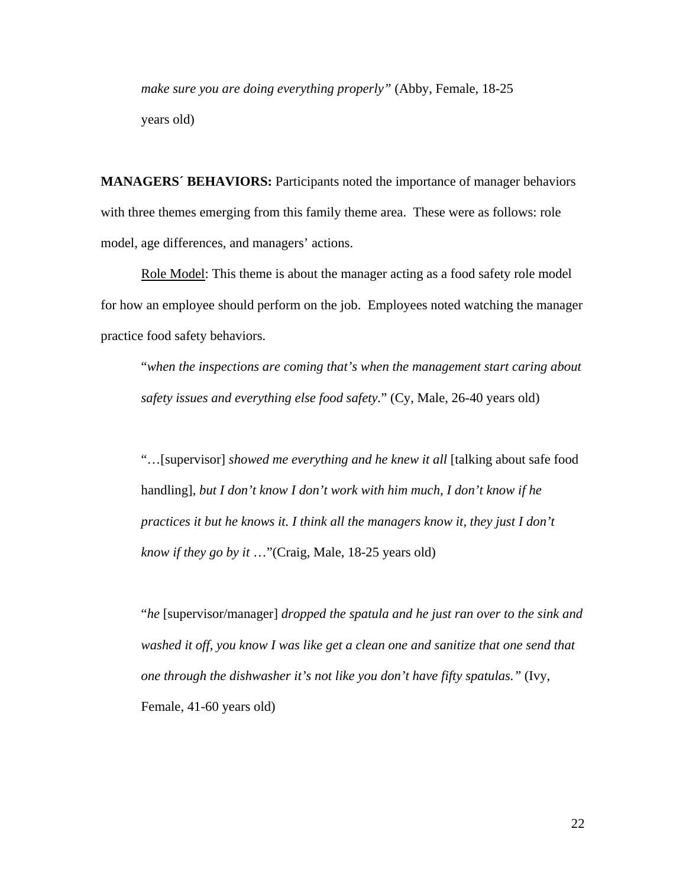*make sure you are doing everything properly"* (Abby, Female, 18-25 years old)

**MANAGERS´ BEHAVIORS:** Participants noted the importance of manager behaviors with three themes emerging from this family theme area. These were as follows: role model, age differences, and managers' actions.

Role Model: This theme is about the manager acting as a food safety role model for how an employee should perform on the job. Employees noted watching the manager practice food safety behaviors.

> "*when the inspections are coming that's when the management start caring about safety issues and everything else food safety.*" (Cy, Male, 26-40 years old)

> "…[supervisor] *showed me everything and he knew it all* [talking about safe food handling], *but I don't know I don't work with him much, I don't know if he practices it but he knows it. I think all the managers know it, they just I don't know if they go by it* …"(Craig, Male, 18-25 years old)

> "*he* [supervisor/manager] *dropped the spatula and he just ran over to the sink and washed it off, you know I was like get a clean one and sanitize that one send that one through the dishwasher it's not like you don't have fifty spatulas."* (Ivy, Female, 41-60 years old)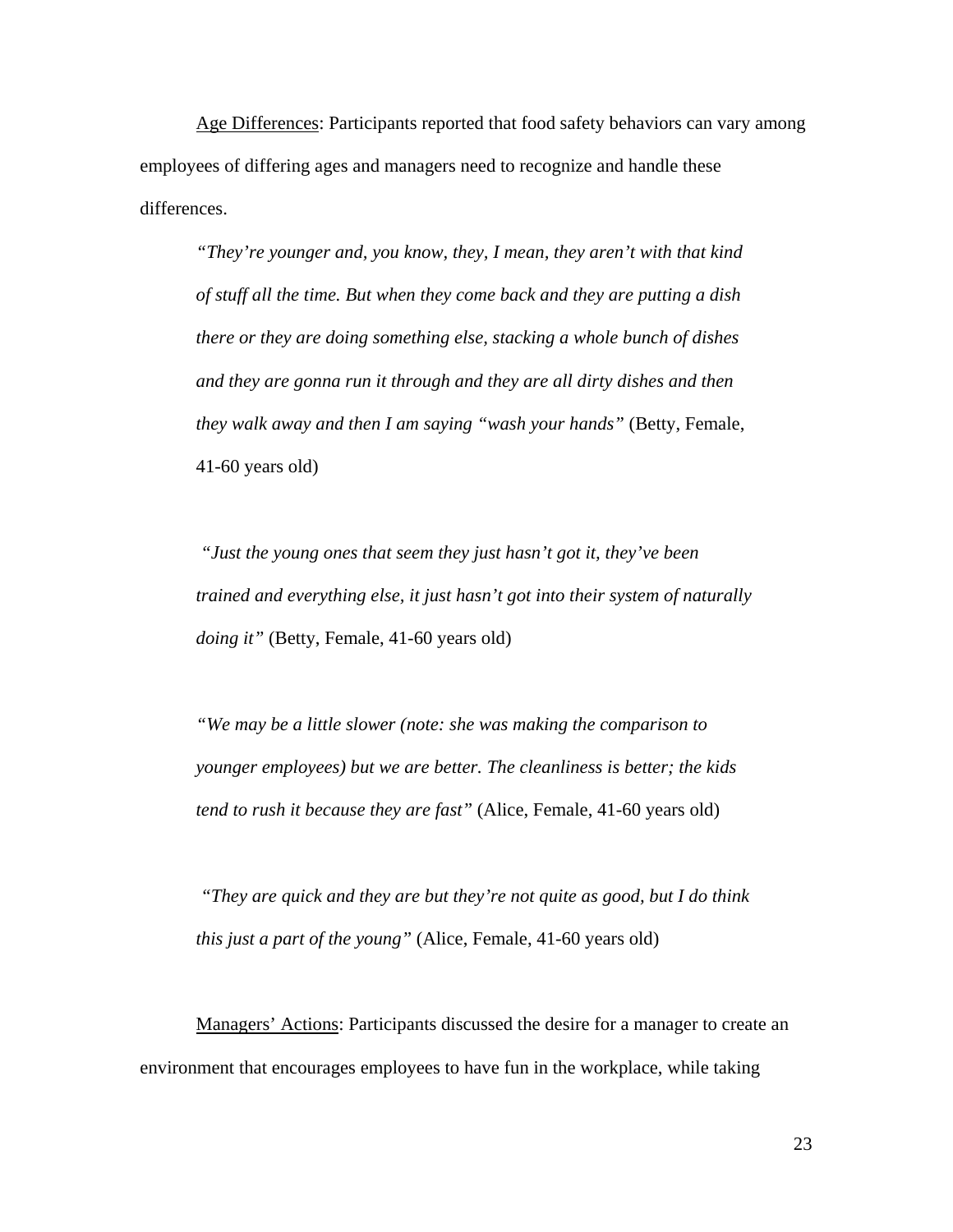Age Differences: Participants reported that food safety behaviors can vary among employees of differing ages and managers need to recognize and handle these differences.

> *"They're younger and, you know, they, I mean, they aren't with that kind of stuff all the time. But when they come back and they are putting a dish there or they are doing something else, stacking a whole bunch of dishes and they are gonna run it through and they are all dirty dishes and then they walk away and then I am saying "wash your hands"* (Betty, Female, 41-60 years old)

> *"Just the young ones that seem they just hasn't got it, they've been trained and everything else, it just hasn't got into their system of naturally doing it"* (Betty, Female, 41-60 years old)

> *"We may be a little slower (note: she was making the comparison to younger employees) but we are better. The cleanliness is better; the kids tend to rush it because they are fast"* (Alice, Female, 41-60 years old)

> *"They are quick and they are but they're not quite as good, but I do think this just a part of the young"* (Alice, Female, 41-60 years old)

Managers' Actions: Participants discussed the desire for a manager to create an environment that encourages employees to have fun in the workplace, while taking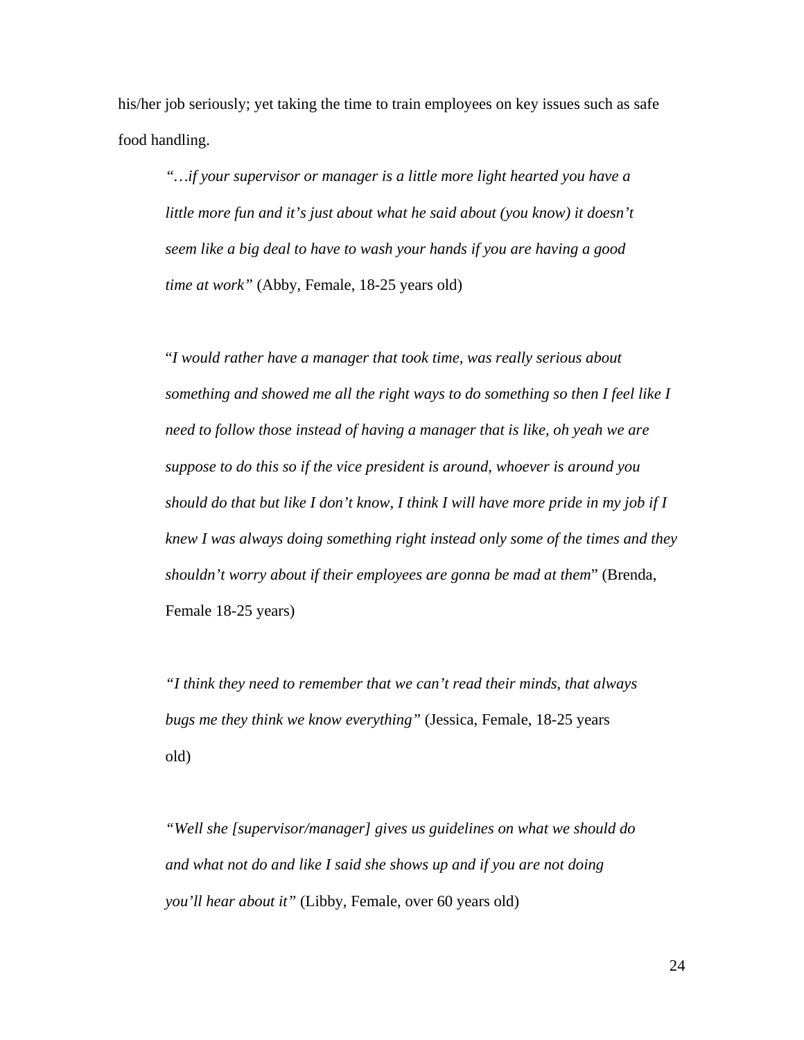his/her job seriously; yet taking the time to train employees on key issues such as safe food handling.

> *"…if your supervisor or manager is a little more light hearted you have a little more fun and it's just about what he said about (you know) it doesn't seem like a big deal to have to wash your hands if you are having a good time at work"* (Abby, Female, 18-25 years old)

> "*I would rather have a manager that took time, was really serious about something and showed me all the right ways to do something so then I feel like I need to follow those instead of having a manager that is like, oh yeah we are suppose to do this so if the vice president is around, whoever is around you should do that but like I don't know, I think I will have more pride in my job if I knew I was always doing something right instead only some of the times and they shouldn't worry about if their employees are gonna be mad at them*" (Brenda, Female 18-25 years)

> *"I think they need to remember that we can't read their minds, that always bugs me they think we know everything"* (Jessica, Female, 18-25 years old)

> *"Well she [supervisor/manager] gives us guidelines on what we should do and what not do and like I said she shows up and if you are not doing you'll hear about it"* (Libby, Female, over 60 years old)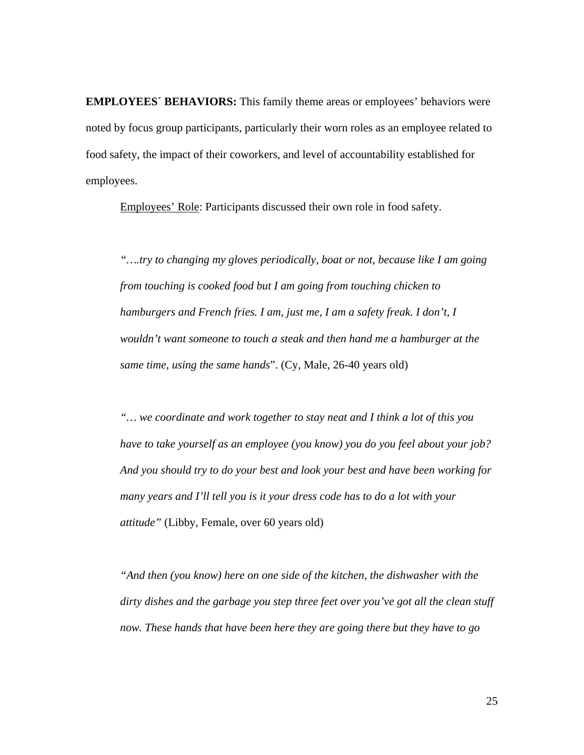**EMPLOYEES´ BEHAVIORS:** This family theme areas or employees' behaviors were noted by focus group participants, particularly their worn roles as an employee related to food safety, the impact of their coworkers, and level of accountability established for employees.

Employees' Role: Participants discussed their own role in food safety.

*"….try to changing my gloves periodically, boat or not, because like I am going from touching is cooked food but I am going from touching chicken to hamburgers and French fries. I am, just me, I am a safety freak. I don't, I wouldn't want someone to touch a steak and then hand me a hamburger at the same time, using the same hands*". (Cy, Male, 26-40 years old)

*"… we coordinate and work together to stay neat and I think a lot of this you have to take yourself as an employee (you know) you do you feel about your job? And you should try to do your best and look your best and have been working for many years and I'll tell you is it your dress code has to do a lot with your attitude"* (Libby, Female, over 60 years old)

*"And then (you know) here on one side of the kitchen, the dishwasher with the dirty dishes and the garbage you step three feet over you've got all the clean stuff now. These hands that have been here they are going there but they have to go*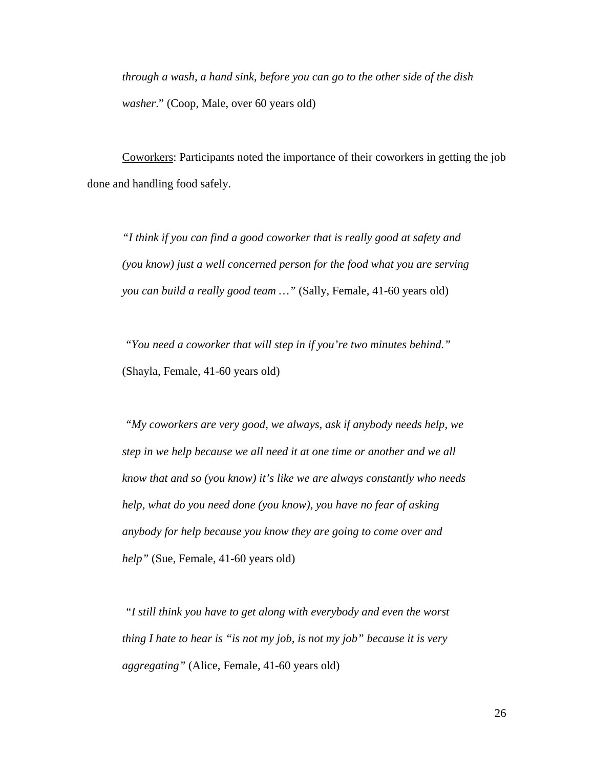*through a wash, a hand sink, before you can go to the other side of the dish washer*." (Coop, Male, over 60 years old)

Coworkers: Participants noted the importance of their coworkers in getting the job done and handling food safely.

> *"I think if you can find a good coworker that is really good at safety and (you know) just a well concerned person for the food what you are serving you can build a really good team …"* (Sally, Female, 41-60 years old)

> *"You need a coworker that will step in if you're two minutes behind."* (Shayla, Female, 41-60 years old)

> *"My coworkers are very good, we always, ask if anybody needs help, we step in we help because we all need it at one time or another and we all know that and so (you know) it's like we are always constantly who needs help, what do you need done (you know), you have no fear of asking anybody for help because you know they are going to come over and help"* (Sue, Female, 41-60 years old)

> *"I still think you have to get along with everybody and even the worst thing I hate to hear is "is not my job, is not my job" because it is very aggregating"* (Alice, Female, 41-60 years old)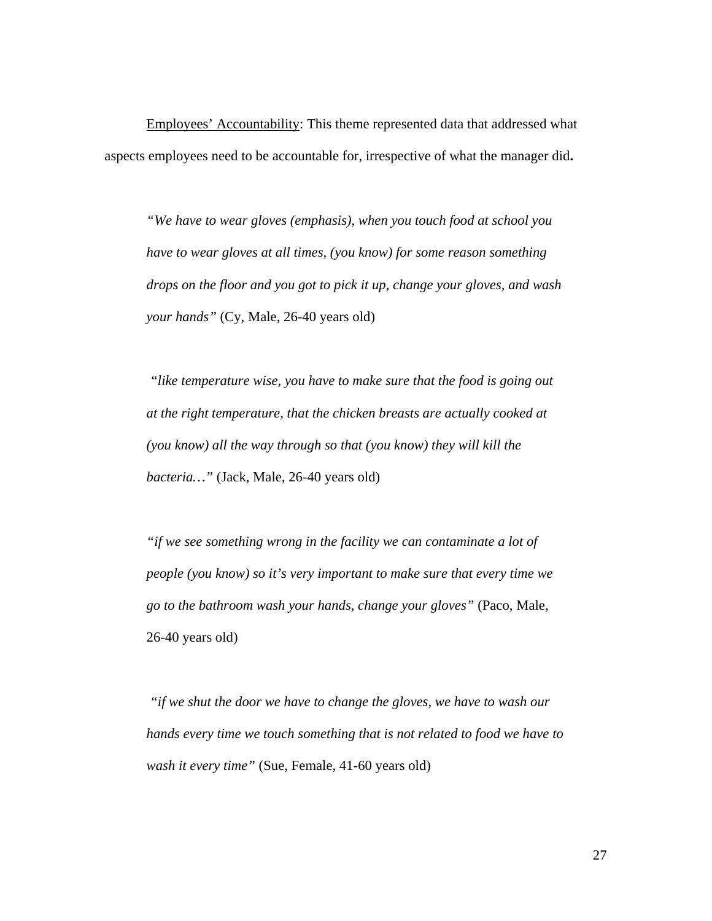Employees' Accountability: This theme represented data that addressed what aspects employees need to be accountable for, irrespective of what the manager did**.**

> *"We have to wear gloves (emphasis), when you touch food at school you have to wear gloves at all times, (you know) for some reason something drops on the floor and you got to pick it up, change your gloves, and wash your hands"* (Cy, Male, 26-40 years old)

> *"like temperature wise, you have to make sure that the food is going out at the right temperature, that the chicken breasts are actually cooked at (you know) all the way through so that (you know) they will kill the bacteria…"* (Jack, Male, 26-40 years old)

> *"if we see something wrong in the facility we can contaminate a lot of people (you know) so it's very important to make sure that every time we go to the bathroom wash your hands, change your gloves"* (Paco, Male, 26-40 years old)

> *"if we shut the door we have to change the gloves, we have to wash our hands every time we touch something that is not related to food we have to wash it every time"* (Sue, Female, 41-60 years old)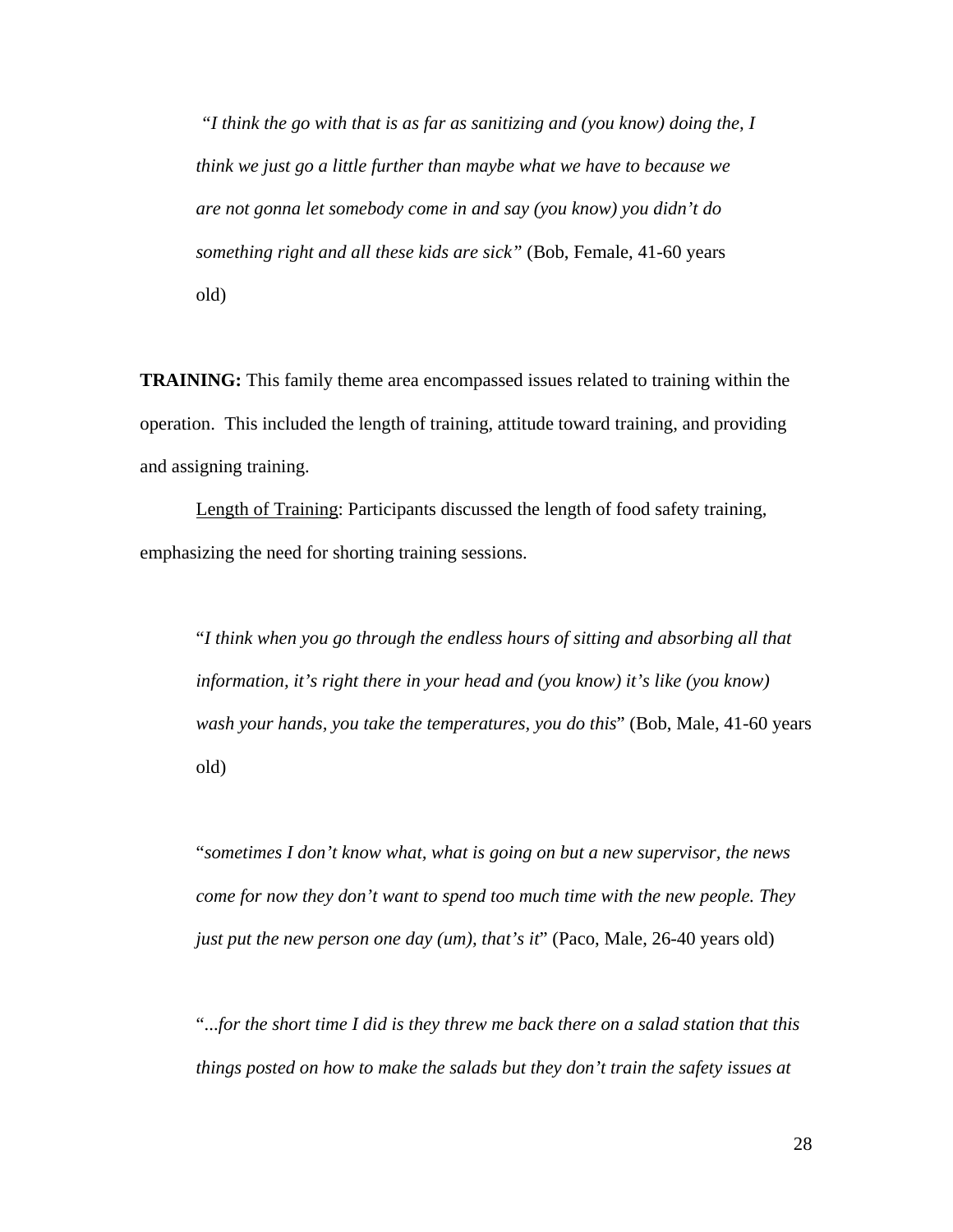*"I think the go with that is as far as sanitizing and (you know) doing the, I think we just go a little further than maybe what we have to because we are not gonna let somebody come in and say (you know) you didn't do something right and all these kids are sick"* (Bob, Female, 41-60 years old)

**TRAINING:** This family theme area encompassed issues related to training within the operation. This included the length of training, attitude toward training, and providing and assigning training.

Length of Training: Participants discussed the length of food safety training, emphasizing the need for shorting training sessions.

"*I think when you go through the endless hours of sitting and absorbing all that information, it's right there in your head and (you know) it's like (you know) wash your hands, you take the temperatures, you do this*" (Bob, Male, 41-60 years old)

"*sometimes I don't know what, what is going on but a new supervisor, the news come for now they don't want to spend too much time with the new people. They just put the new person one day (um), that's it*" (Paco, Male, 26-40 years old)

"*...for the short time I did is they threw me back there on a salad station that this things posted on how to make the salads but they don't train the safety issues at*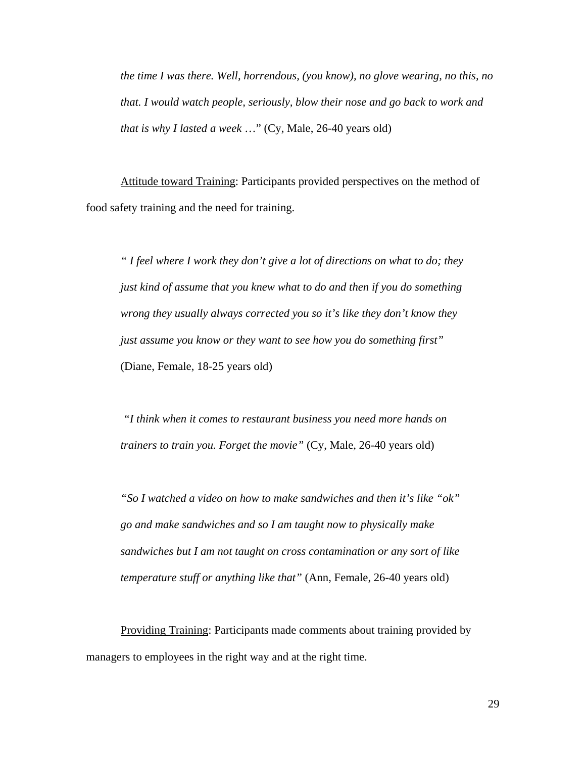> *the time I was there. Well, horrendous, (you know), no glove wearing, no this, no that. I would watch people, seriously, blow their nose and go back to work and that is why I lasted a week …*" (Cy, Male, 26-40 years old)

Attitude toward Training: Participants provided perspectives on the method of food safety training and the need for training.

> *" I feel where I work they don't give a lot of directions on what to do; they just kind of assume that you knew what to do and then if you do something wrong they usually always corrected you so it's like they don't know they just assume you know or they want to see how you do something first"* (Diane, Female, 18-25 years old)

> *"I think when it comes to restaurant business you need more hands on trainers to train you. Forget the movie"* (Cy, Male, 26-40 years old)

> *"So I watched a video on how to make sandwiches and then it's like "ok" go and make sandwiches and so I am taught now to physically make sandwiches but I am not taught on cross contamination or any sort of like temperature stuff or anything like that"* (Ann, Female, 26-40 years old)

Providing Training: Participants made comments about training provided by managers to employees in the right way and at the right time.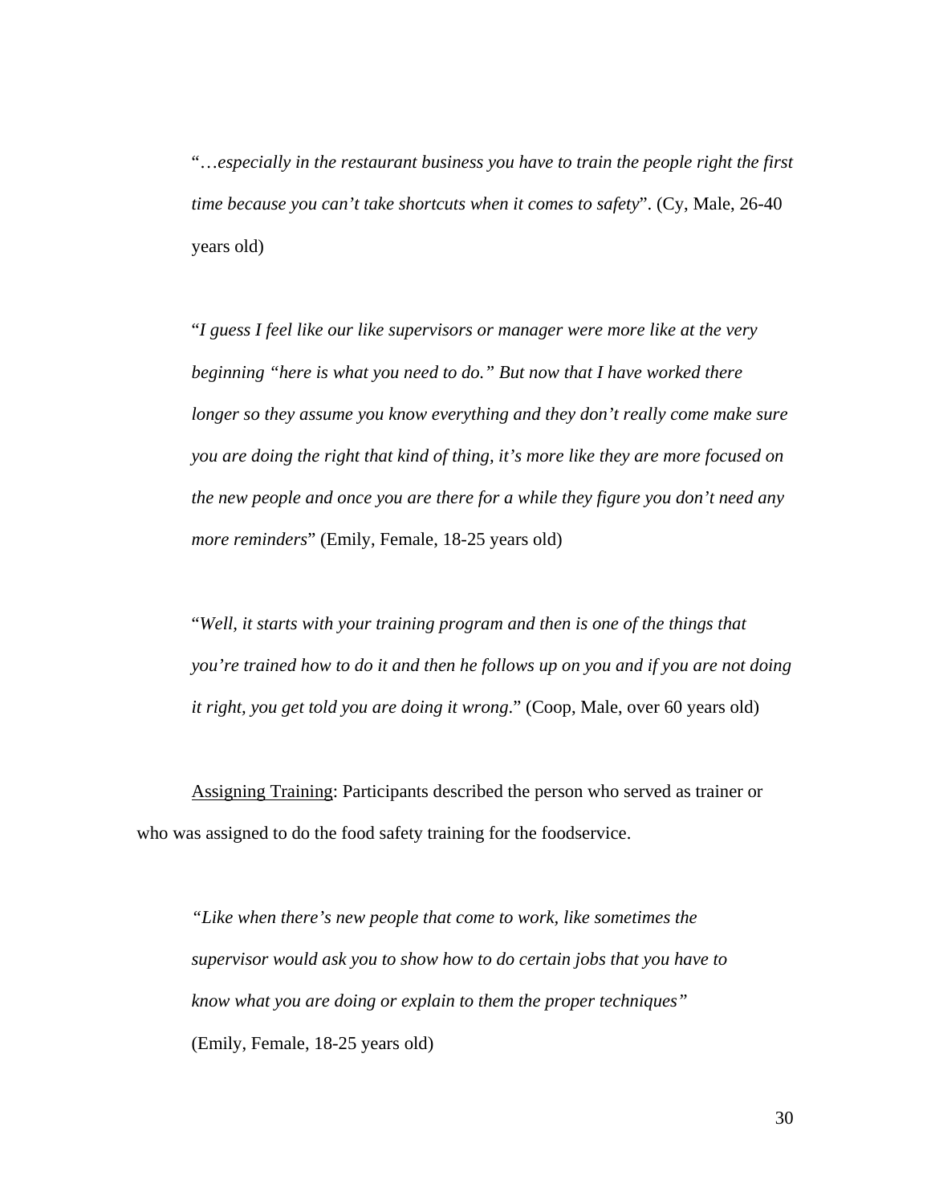"*…especially in the restaurant business you have to train the people right the first time because you can't take shortcuts when it comes to safety*". (Cy, Male, 26-40 years old)

"*I guess I feel like our like supervisors or manager were more like at the very beginning "here is what you need to do." But now that I have worked there longer so they assume you know everything and they don't really come make sure you are doing the right that kind of thing, it's more like they are more focused on the new people and once you are there for a while they figure you don't need any more reminders*" (Emily, Female, 18-25 years old)

"*Well, it starts with your training program and then is one of the things that you're trained how to do it and then he follows up on you and if you are not doing it right, you get told you are doing it wrong.*" (Coop, Male, over 60 years old)

Assigning Training: Participants described the person who served as trainer or who was assigned to do the food safety training for the foodservice.

*"Like when there's new people that come to work, like sometimes the supervisor would ask you to show how to do certain jobs that you have to know what you are doing or explain to them the proper techniques"* (Emily, Female, 18-25 years old)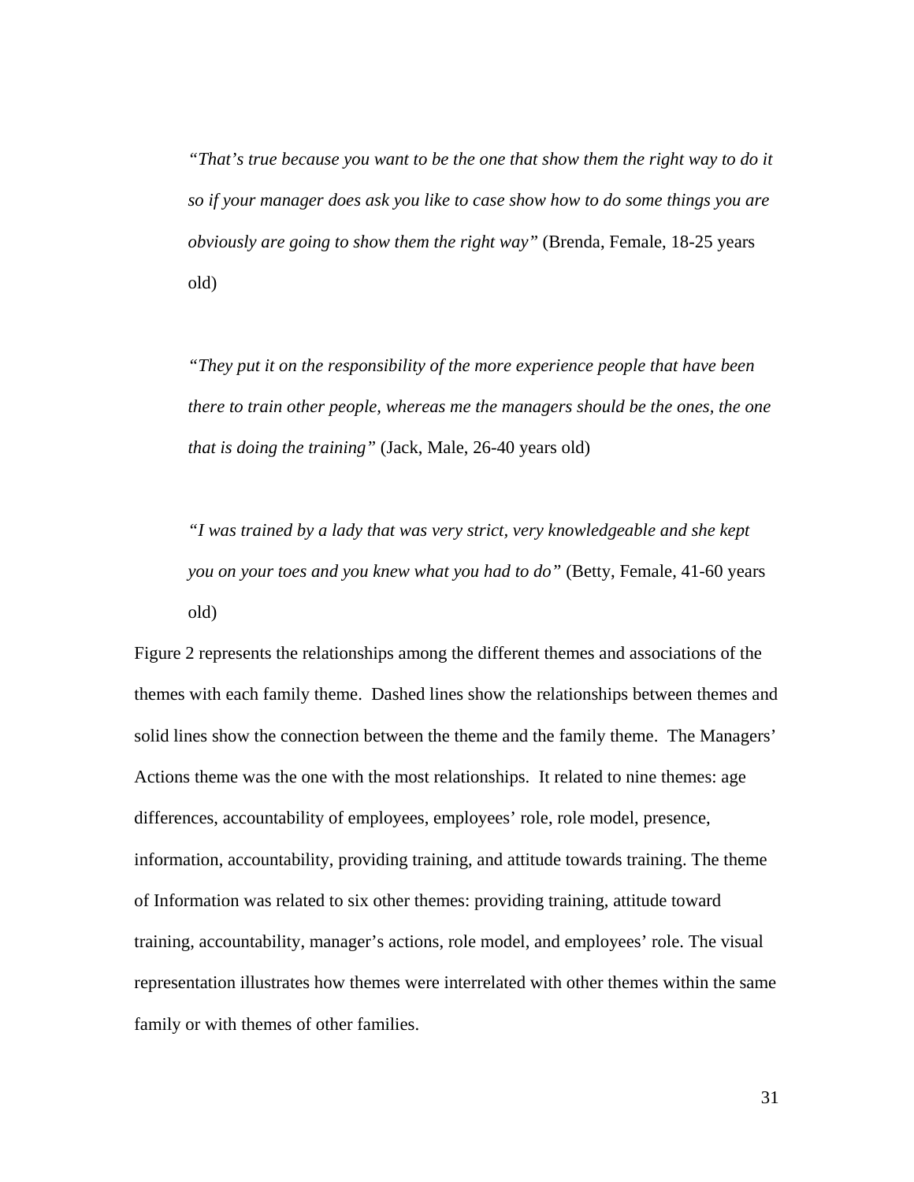> *"That's true because you want to be the one that show them the right way to do it so if your manager does ask you like to case show how to do some things you are obviously are going to show them the right way"* (Brenda, Female, 18-25 years old)

> *"They put it on the responsibility of the more experience people that have been there to train other people, whereas me the managers should be the ones, the one that is doing the training"* (Jack, Male, 26-40 years old)

> *"I was trained by a lady that was very strict, very knowledgeable and she kept you on your toes and you knew what you had to do"* (Betty, Female, 41-60 years old)

Figure 2 represents the relationships among the different themes and associations of the themes with each family theme. Dashed lines show the relationships between themes and solid lines show the connection between the theme and the family theme. The Managers' Actions theme was the one with the most relationships. It related to nine themes: age differences, accountability of employees, employees' role, role model, presence, information, accountability, providing training, and attitude towards training. The theme of Information was related to six other themes: providing training, attitude toward training, accountability, manager's actions, role model, and employees' role. The visual representation illustrates how themes were interrelated with other themes within the same family or with themes of other families.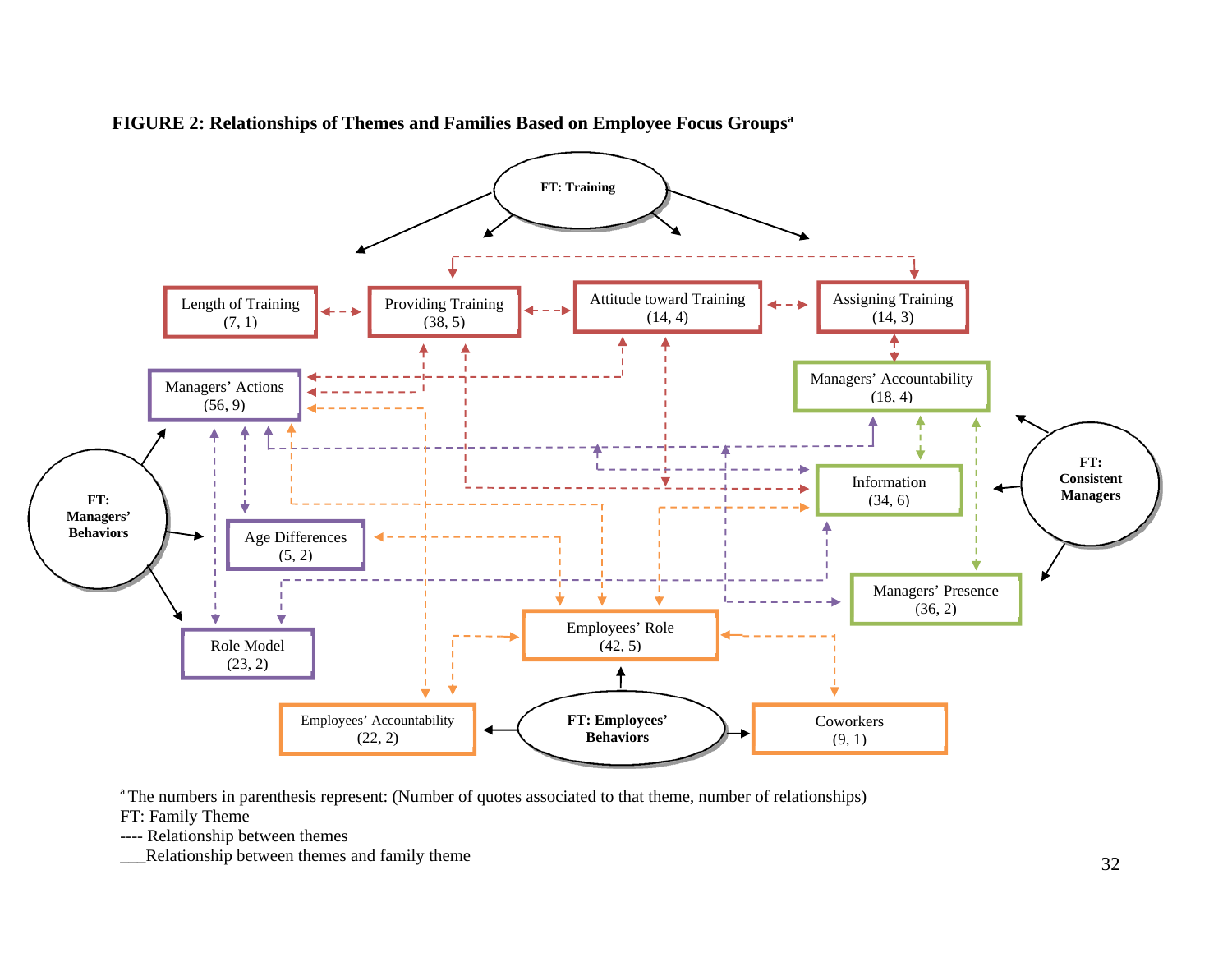**FIGURE 2: Relationships of Themes and Families Based on Employee Focus Groups**[a]

FT: Training

Length of Training (7, 1)

Providing Training (38, 5)

Attitude toward Training (14, 4)

Assigning Training (14, 3)

Managers' Actions (56, 9)

Managers' Accountability (18, 4)

FT: Managers' Behaviors

FT: Consistent Managers

Information (34, 6)

Age Differences (5, 2)

Managers' Presence (36, 2)

Role Model (23, 2)

Employees' Role (42, 5)

Employees' Accountability (22, 2)

FT: Employees' Behaviors

Coworkers (9, 1)

[a] The numbers in parenthesis represent: (Number of quotes associated to that theme, number of relationships)

FT: Family Theme

---- Relationship between themes

___Relationship between themes and family theme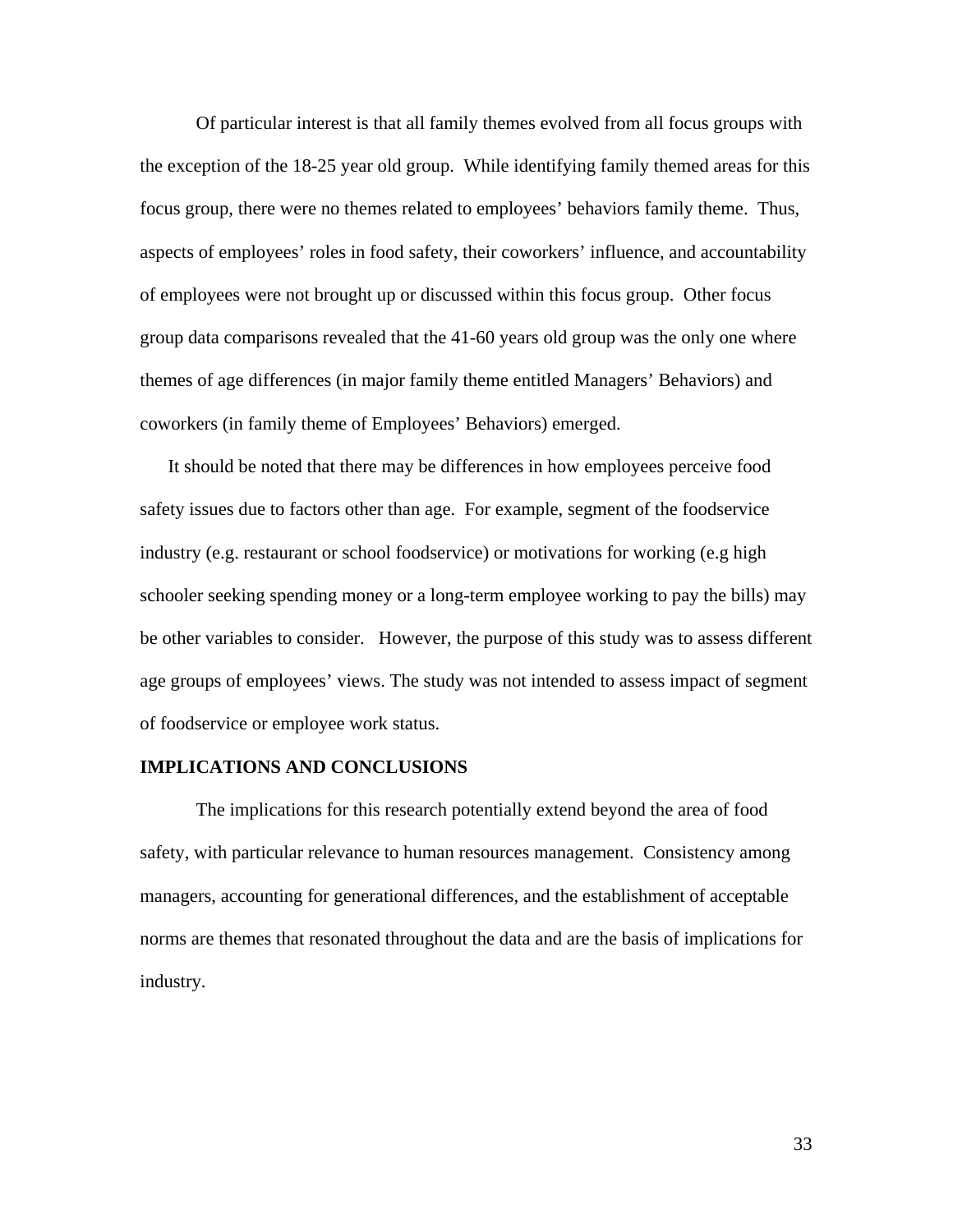Of particular interest is that all family themes evolved from all focus groups with the exception of the 18-25 year old group. While identifying family themed areas for this focus group, there were no themes related to employees' behaviors family theme. Thus, aspects of employees' roles in food safety, their coworkers' influence, and accountability of employees were not brought up or discussed within this focus group. Other focus group data comparisons revealed that the 41-60 years old group was the only one where themes of age differences (in major family theme entitled Managers' Behaviors) and coworkers (in family theme of Employees' Behaviors) emerged.

It should be noted that there may be differences in how employees perceive food safety issues due to factors other than age. For example, segment of the foodservice industry (e.g. restaurant or school foodservice) or motivations for working (e.g high schooler seeking spending money or a long-term employee working to pay the bills) may be other variables to consider. However, the purpose of this study was to assess different age groups of employees' views. The study was not intended to assess impact of segment of foodservice or employee work status.

**IMPLICATIONS AND CONCLUSIONS**

The implications for this research potentially extend beyond the area of food safety, with particular relevance to human resources management. Consistency among managers, accounting for generational differences, and the establishment of acceptable norms are themes that resonated throughout the data and are the basis of implications for industry.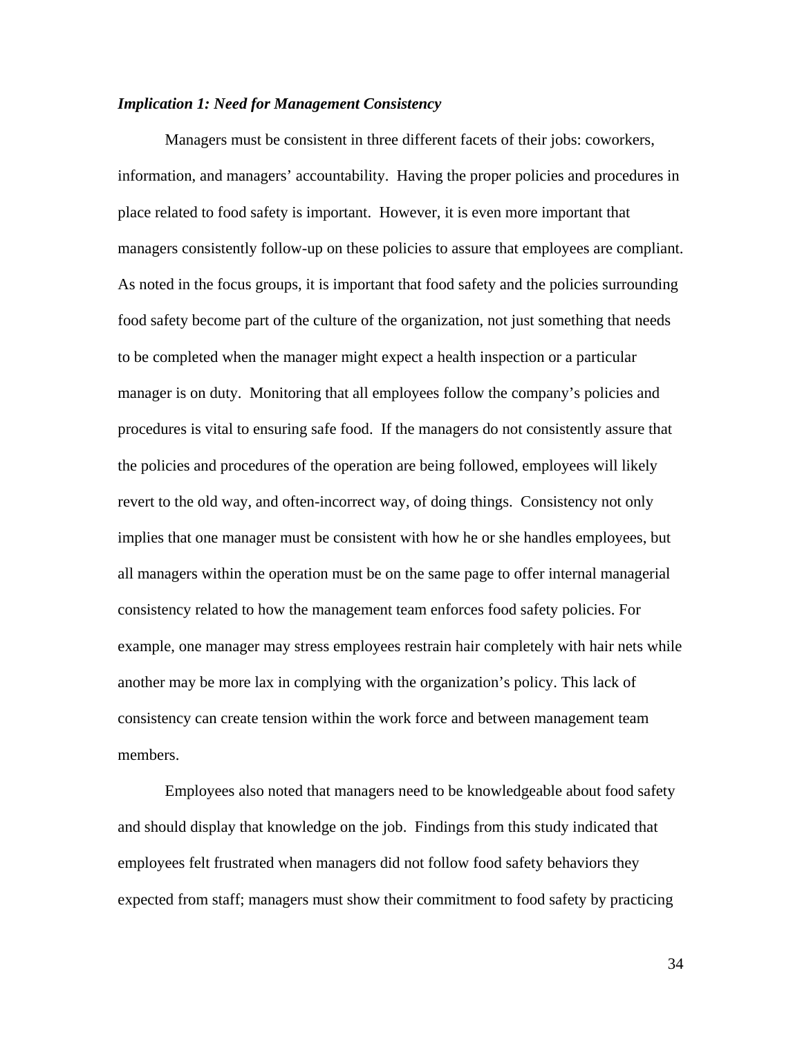***Implication 1: Need for Management Consistency***

Managers must be consistent in three different facets of their jobs: coworkers, information, and managers' accountability. Having the proper policies and procedures in place related to food safety is important. However, it is even more important that managers consistently follow-up on these policies to assure that employees are compliant. As noted in the focus groups, it is important that food safety and the policies surrounding food safety become part of the culture of the organization, not just something that needs to be completed when the manager might expect a health inspection or a particular manager is on duty. Monitoring that all employees follow the company's policies and procedures is vital to ensuring safe food. If the managers do not consistently assure that the policies and procedures of the operation are being followed, employees will likely revert to the old way, and often-incorrect way, of doing things. Consistency not only implies that one manager must be consistent with how he or she handles employees, but all managers within the operation must be on the same page to offer internal managerial consistency related to how the management team enforces food safety policies. For example, one manager may stress employees restrain hair completely with hair nets while another may be more lax in complying with the organization's policy. This lack of consistency can create tension within the work force and between management team members.

Employees also noted that managers need to be knowledgeable about food safety and should display that knowledge on the job. Findings from this study indicated that employees felt frustrated when managers did not follow food safety behaviors they expected from staff; managers must show their commitment to food safety by practicing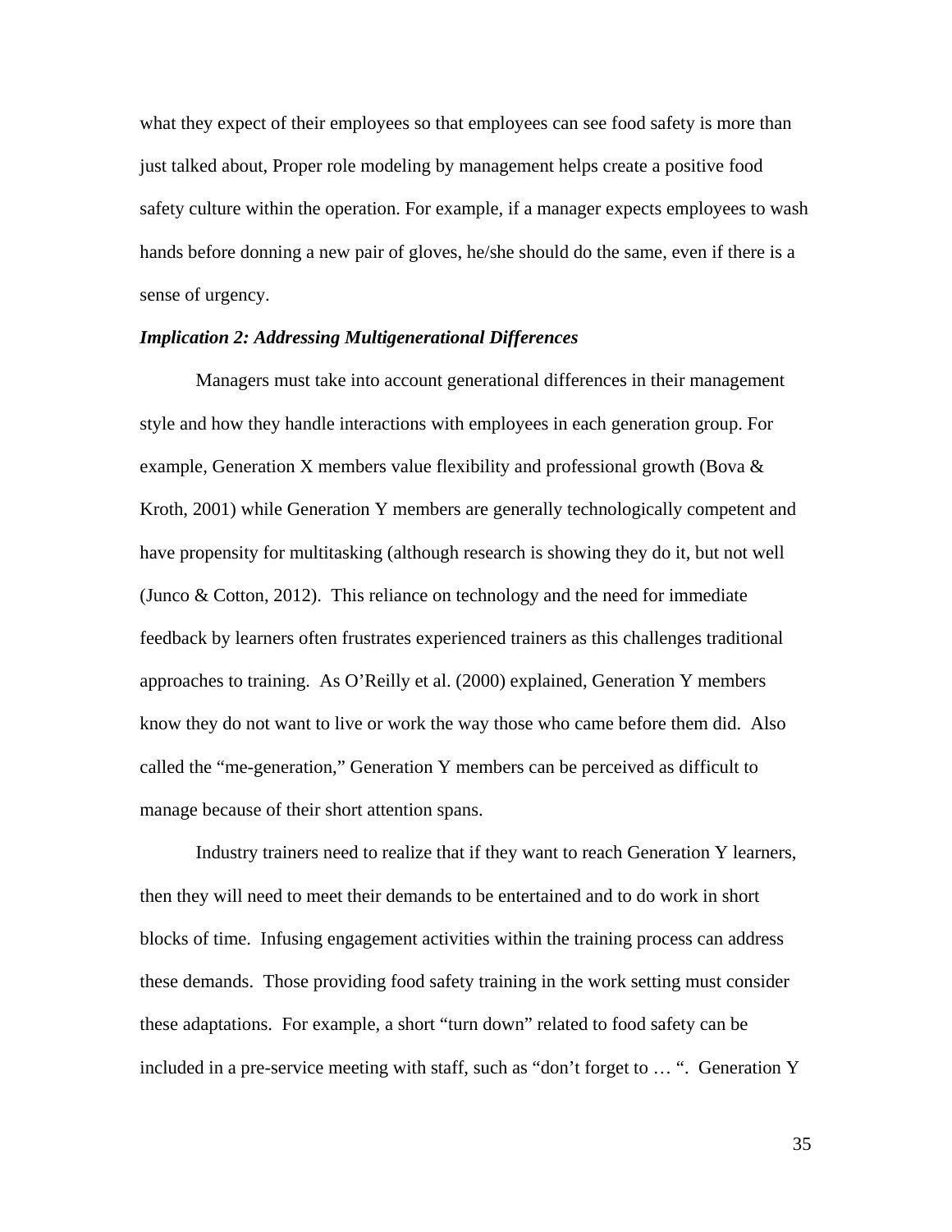what they expect of their employees so that employees can see food safety is more than just talked about, Proper role modeling by management helps create a positive food safety culture within the operation. For example, if a manager expects employees to wash hands before donning a new pair of gloves, he/she should do the same, even if there is a sense of urgency.

***Implication 2: Addressing Multigenerational Differences***

Managers must take into account generational differences in their management style and how they handle interactions with employees in each generation group. For example, Generation X members value flexibility and professional growth (Bova & Kroth, 2001) while Generation Y members are generally technologically competent and have propensity for multitasking (although research is showing they do it, but not well (Junco & Cotton, 2012). This reliance on technology and the need for immediate feedback by learners often frustrates experienced trainers as this challenges traditional approaches to training. As O'Reilly et al. (2000) explained, Generation Y members know they do not want to live or work the way those who came before them did. Also called the "me-generation," Generation Y members can be perceived as difficult to manage because of their short attention spans.

Industry trainers need to realize that if they want to reach Generation Y learners, then they will need to meet their demands to be entertained and to do work in short blocks of time. Infusing engagement activities within the training process can address these demands. Those providing food safety training in the work setting must consider these adaptations. For example, a short "turn down" related to food safety can be included in a pre-service meeting with staff, such as "don't forget to … ". Generation Y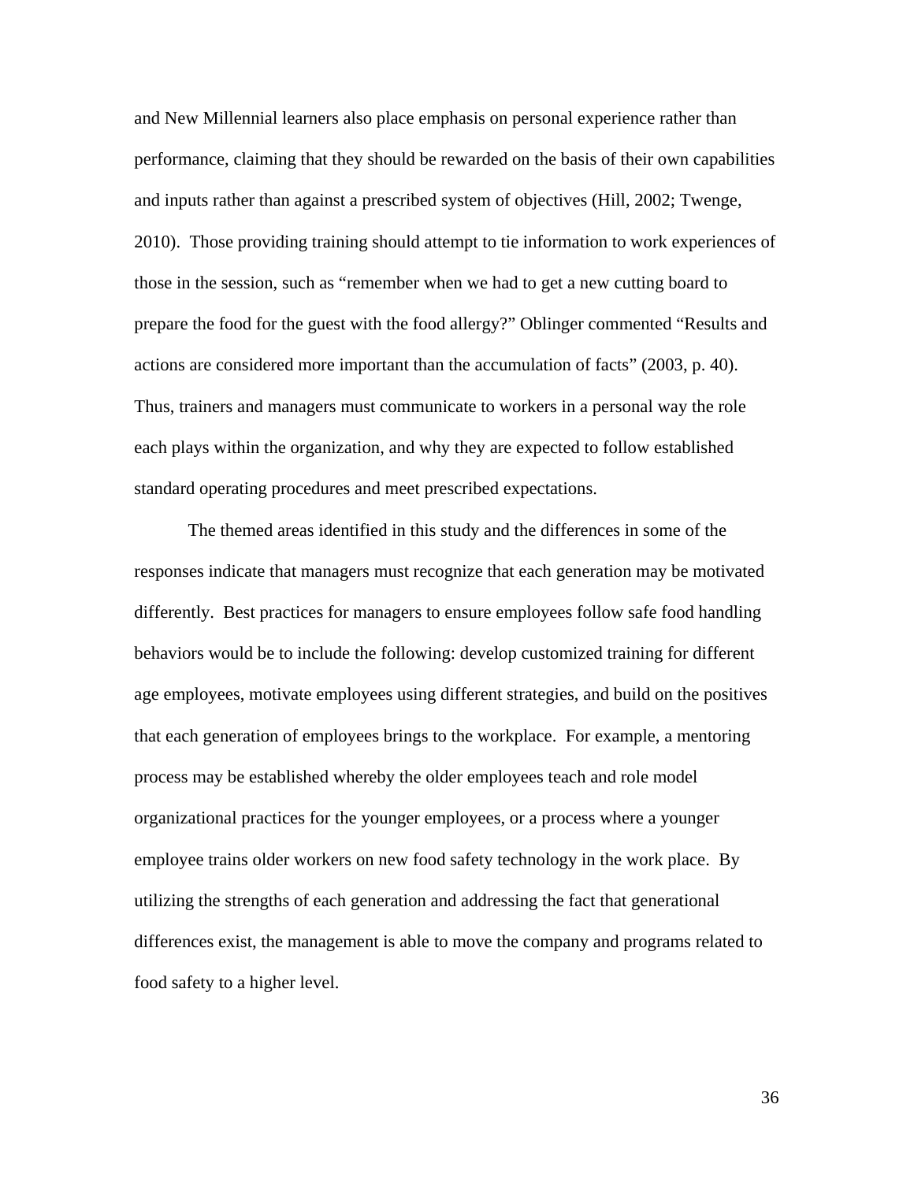and New Millennial learners also place emphasis on personal experience rather than performance, claiming that they should be rewarded on the basis of their own capabilities and inputs rather than against a prescribed system of objectives (Hill, 2002; Twenge, 2010). Those providing training should attempt to tie information to work experiences of those in the session, such as "remember when we had to get a new cutting board to prepare the food for the guest with the food allergy?" Oblinger commented "Results and actions are considered more important than the accumulation of facts" (2003, p. 40). Thus, trainers and managers must communicate to workers in a personal way the role each plays within the organization, and why they are expected to follow established standard operating procedures and meet prescribed expectations.

The themed areas identified in this study and the differences in some of the responses indicate that managers must recognize that each generation may be motivated differently. Best practices for managers to ensure employees follow safe food handling behaviors would be to include the following: develop customized training for different age employees, motivate employees using different strategies, and build on the positives that each generation of employees brings to the workplace. For example, a mentoring process may be established whereby the older employees teach and role model organizational practices for the younger employees, or a process where a younger employee trains older workers on new food safety technology in the work place. By utilizing the strengths of each generation and addressing the fact that generational differences exist, the management is able to move the company and programs related to food safety to a higher level.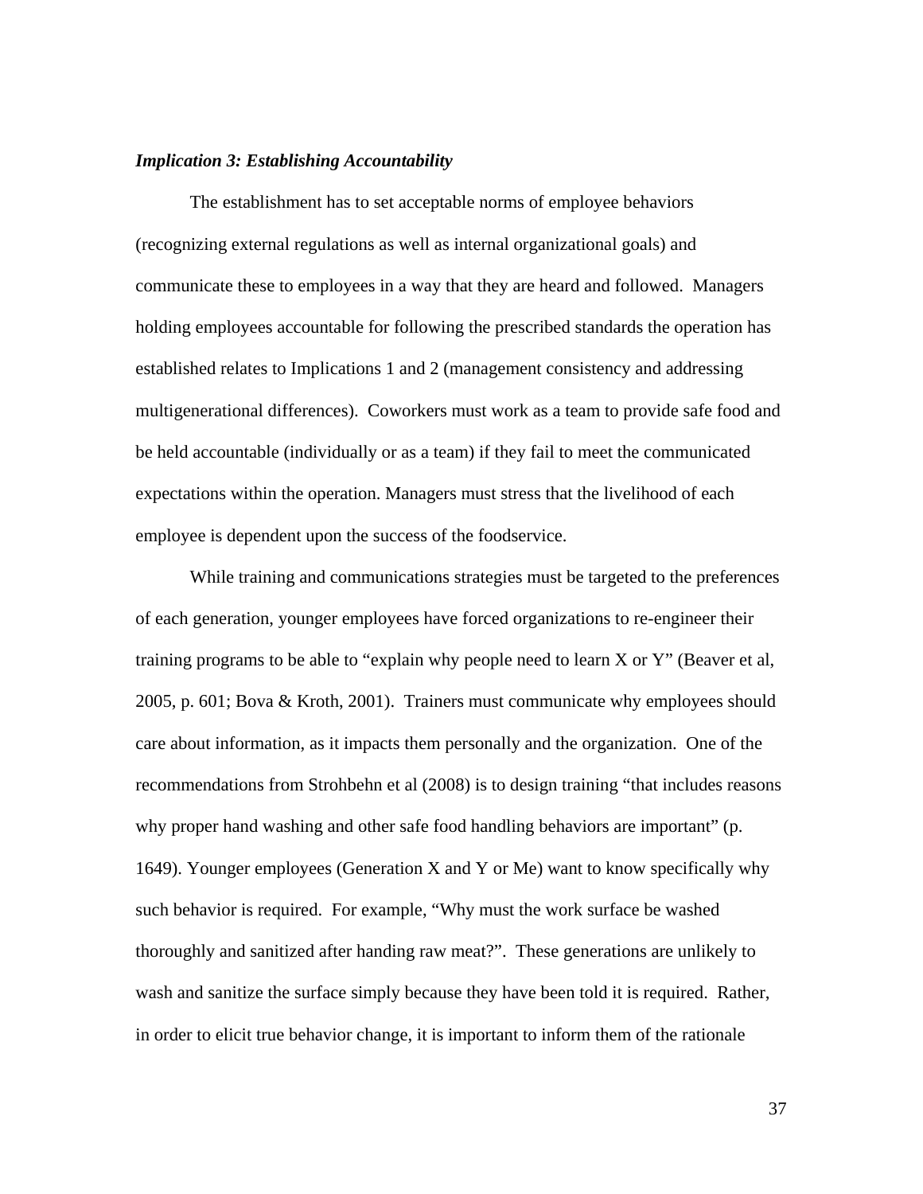***Implication 3: Establishing Accountability***

The establishment has to set acceptable norms of employee behaviors (recognizing external regulations as well as internal organizational goals) and communicate these to employees in a way that they are heard and followed. Managers holding employees accountable for following the prescribed standards the operation has established relates to Implications 1 and 2 (management consistency and addressing multigenerational differences). Coworkers must work as a team to provide safe food and be held accountable (individually or as a team) if they fail to meet the communicated expectations within the operation. Managers must stress that the livelihood of each employee is dependent upon the success of the foodservice.

While training and communications strategies must be targeted to the preferences of each generation, younger employees have forced organizations to re-engineer their training programs to be able to "explain why people need to learn X or Y" (Beaver et al, 2005, p. 601; Bova & Kroth, 2001). Trainers must communicate why employees should care about information, as it impacts them personally and the organization. One of the recommendations from Strohbehn et al (2008) is to design training "that includes reasons why proper hand washing and other safe food handling behaviors are important" (p. 1649). Younger employees (Generation X and Y or Me) want to know specifically why such behavior is required. For example, "Why must the work surface be washed thoroughly and sanitized after handing raw meat?". These generations are unlikely to wash and sanitize the surface simply because they have been told it is required. Rather, in order to elicit true behavior change, it is important to inform them of the rationale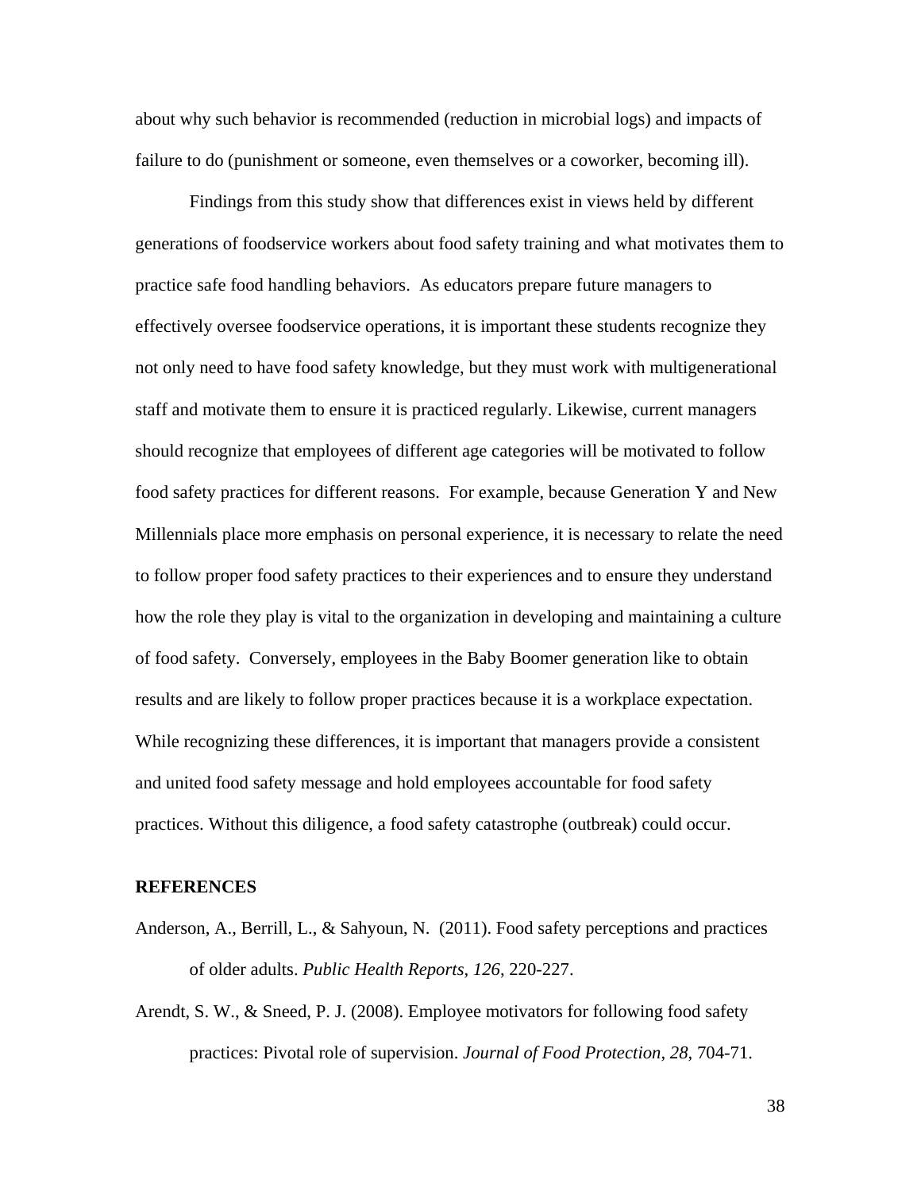about why such behavior is recommended (reduction in microbial logs) and impacts of failure to do (punishment or someone, even themselves or a coworker, becoming ill).

Findings from this study show that differences exist in views held by different generations of foodservice workers about food safety training and what motivates them to practice safe food handling behaviors. As educators prepare future managers to effectively oversee foodservice operations, it is important these students recognize they not only need to have food safety knowledge, but they must work with multigenerational staff and motivate them to ensure it is practiced regularly. Likewise, current managers should recognize that employees of different age categories will be motivated to follow food safety practices for different reasons. For example, because Generation Y and New Millennials place more emphasis on personal experience, it is necessary to relate the need to follow proper food safety practices to their experiences and to ensure they understand how the role they play is vital to the organization in developing and maintaining a culture of food safety. Conversely, employees in the Baby Boomer generation like to obtain results and are likely to follow proper practices because it is a workplace expectation. While recognizing these differences, it is important that managers provide a consistent and united food safety message and hold employees accountable for food safety practices. Without this diligence, a food safety catastrophe (outbreak) could occur.

## REFERENCES

Anderson, A., Berrill, L., & Sahyoun, N. (2011). Food safety perceptions and practices of older adults. *Public Health Reports, 126*, 220-227.

Arendt, S. W., & Sneed, P. J. (2008). Employee motivators for following food safety practices: Pivotal role of supervision. *Journal of Food Protection, 28*, 704-71.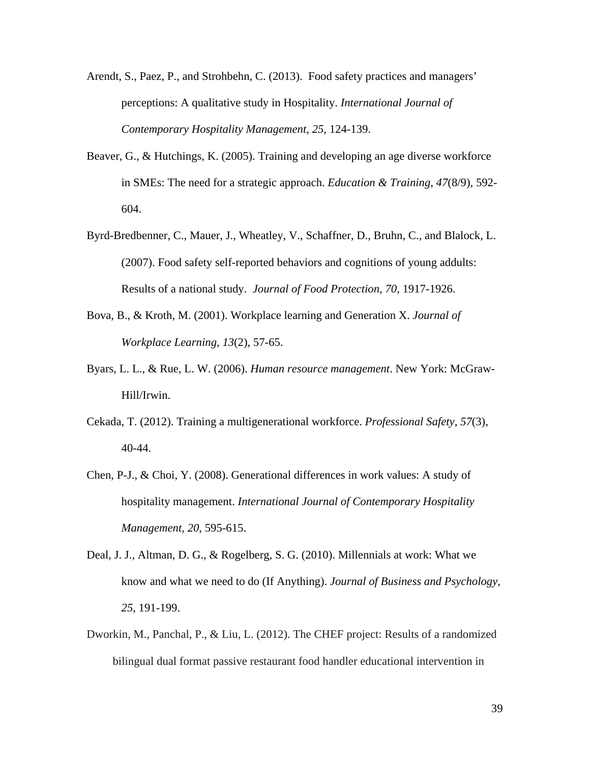Arendt, S., Paez, P., and Strohbehn, C. (2013). Food safety practices and managers' perceptions: A qualitative study in Hospitality. *International Journal of Contemporary Hospitality Management*, *25*, 124-139.

Beaver, G., & Hutchings, K. (2005). Training and developing an age diverse workforce in SMEs: The need for a strategic approach. *Education & Training*, *47*(8/9), 592-604.

Byrd-Bredbenner, C., Mauer, J., Wheatley, V., Schaffner, D., Bruhn, C., and Blalock, L. (2007). Food safety self-reported behaviors and cognitions of young addults: Results of a national study. *Journal of Food Protection, 70*, 1917-1926.

Bova, B., & Kroth, M. (2001). Workplace learning and Generation X. *Journal of Workplace Learning*, *13*(2), 57-65.

Byars, L. L., & Rue, L. W. (2006). *Human resource management*. New York: McGraw-Hill/Irwin.

Cekada, T. (2012). Training a multigenerational workforce. *Professional Safety, 57*(3), 40-44.

Chen, P-J., & Choi, Y. (2008). Generational differences in work values: A study of hospitality management. *International Journal of Contemporary Hospitality Management*, *20*, 595-615.

Deal, J. J., Altman, D. G., & Rogelberg, S. G. (2010). Millennials at work: What we know and what we need to do (If Anything). *Journal of Business and Psychology*, *25*, 191-199.

Dworkin, M., Panchal, P., & Liu, L. (2012). The CHEF project: Results of a randomized bilingual dual format passive restaurant food handler educational intervention in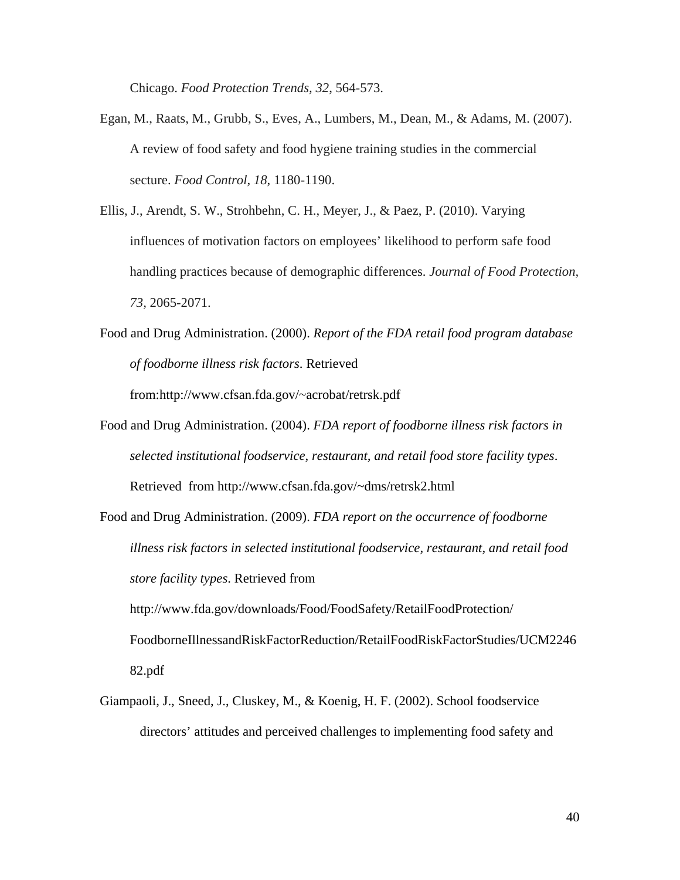Chicago. *Food Protection Trends, 32*, 564-573.

Egan, M., Raats, M., Grubb, S., Eves, A., Lumbers, M., Dean, M., & Adams, M. (2007). A review of food safety and food hygiene training studies in the commercial secture. *Food Control, 18*, 1180-1190.

Ellis, J., Arendt, S. W., Strohbehn, C. H., Meyer, J., & Paez, P. (2010). Varying influences of motivation factors on employees' likelihood to perform safe food handling practices because of demographic differences. *Journal of Food Protection, 73,* 2065-2071.

Food and Drug Administration. (2000). *Report of the FDA retail food program database of foodborne illness risk factors*. Retrieved from:http://www.cfsan.fda.gov/~acrobat/retrsk.pdf

Food and Drug Administration. (2004). *FDA report of foodborne illness risk factors in selected institutional foodservice, restaurant, and retail food store facility types*. Retrieved from http://www.cfsan.fda.gov/~dms/retrsk2.html

Food and Drug Administration. (2009). *FDA report on the occurrence of foodborne illness risk factors in selected institutional foodservice, restaurant, and retail food store facility types*. Retrieved from http://www.fda.gov/downloads/Food/FoodSafety/RetailFoodProtection/FoodborneIllnessandRiskFactorReduction/RetailFoodRiskFactorStudies/UCM224682.pdf

Giampaoli, J., Sneed, J., Cluskey, M., & Koenig, H. F. (2002). School foodservice directors' attitudes and perceived challenges to implementing food safety and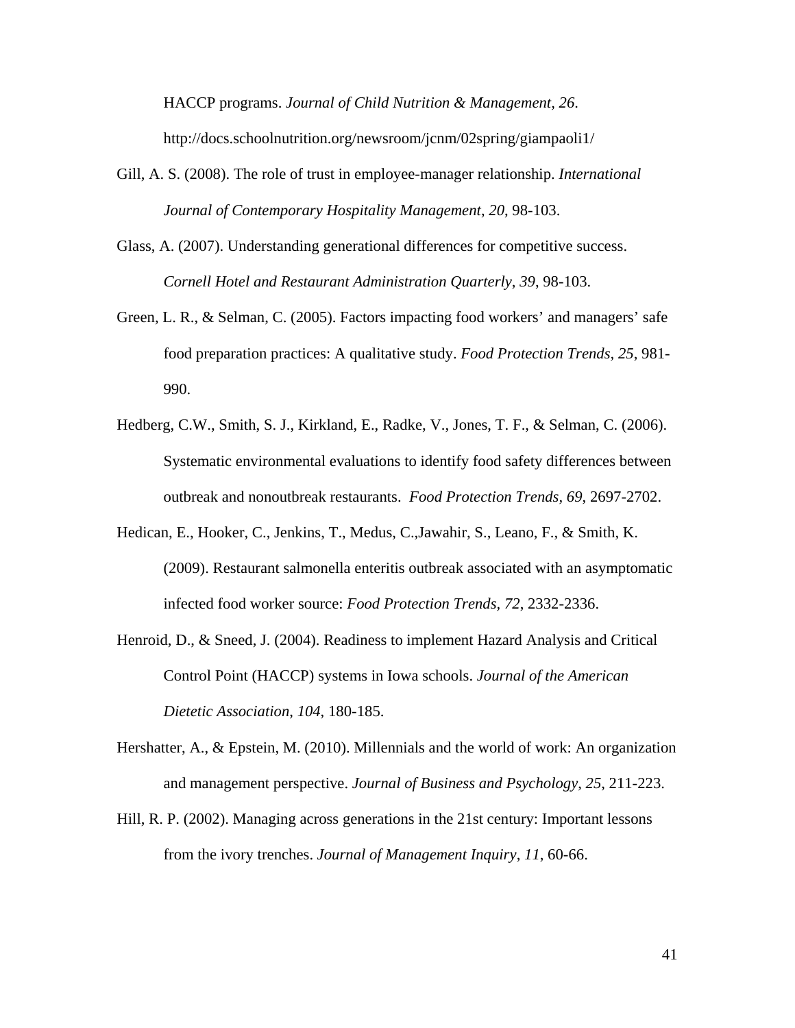HACCP programs. *Journal of Child Nutrition & Management, 26*. http://docs.schoolnutrition.org/newsroom/jcnm/02spring/giampaoli1/

Gill, A. S. (2008). The role of trust in employee-manager relationship. *International Journal of Contemporary Hospitality Management*, *20*, 98-103.

Glass, A. (2007). Understanding generational differences for competitive success. *Cornell Hotel and Restaurant Administration Quarterly*, *39*, 98-103.

Green, L. R., & Selman, C. (2005). Factors impacting food workers' and managers' safe food preparation practices: A qualitative study. *Food Protection Trends, 25*, 981-990.

Hedberg, C.W., Smith, S. J., Kirkland, E., Radke, V., Jones, T. F., & Selman, C. (2006). Systematic environmental evaluations to identify food safety differences between outbreak and nonoutbreak restaurants. *Food Protection Trends, 69*, 2697-2702.

Hedican, E., Hooker, C., Jenkins, T., Medus, C.,Jawahir, S., Leano, F., & Smith, K. (2009). Restaurant salmonella enteritis outbreak associated with an asymptomatic infected food worker source: *Food Protection Trends, 72*, 2332-2336.

Henroid, D., & Sneed, J. (2004). Readiness to implement Hazard Analysis and Critical Control Point (HACCP) systems in Iowa schools. *Journal of the American Dietetic Association*, *104*, 180-185.

Hershatter, A., & Epstein, M. (2010). Millennials and the world of work: An organization and management perspective. *Journal of Business and Psychology*, *25*, 211-223.

Hill, R. P. (2002). Managing across generations in the 21st century: Important lessons from the ivory trenches. *Journal of Management Inquiry*, *11*, 60-66.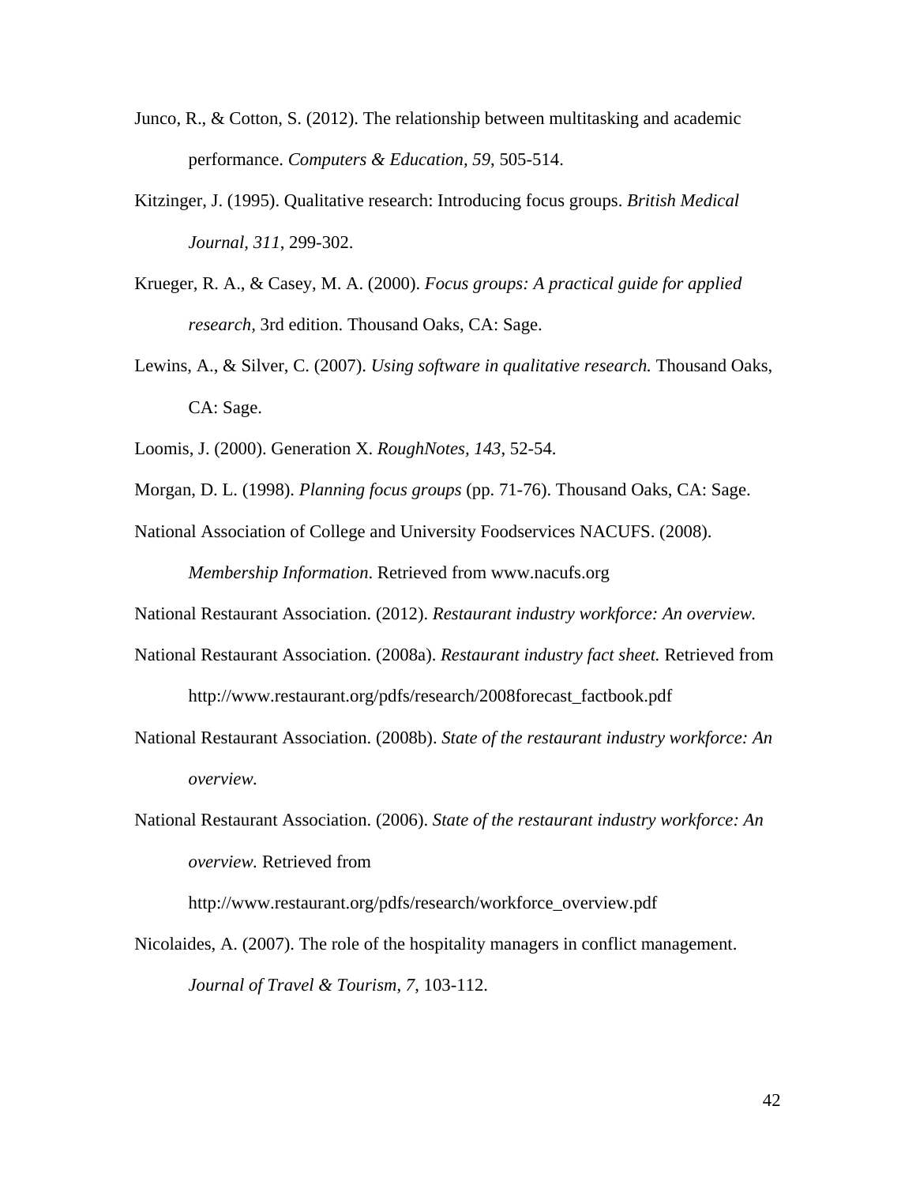Junco, R., & Cotton, S. (2012). The relationship between multitasking and academic performance. *Computers & Education, 59*, 505-514.

Kitzinger, J. (1995). Qualitative research: Introducing focus groups. *British Medical Journal, 311*, 299-302.

Krueger, R. A., & Casey, M. A. (2000). *Focus groups: A practical guide for applied research*, 3rd edition. Thousand Oaks, CA: Sage.

Lewins, A., & Silver, C. (2007). *Using software in qualitative research.* Thousand Oaks, CA: Sage.

Loomis, J. (2000). Generation X. *RoughNotes, 143*, 52-54.

Morgan, D. L. (1998). *Planning focus groups* (pp. 71-76). Thousand Oaks, CA: Sage.

National Association of College and University Foodservices NACUFS. (2008). *Membership Information*. Retrieved from www.nacufs.org

National Restaurant Association. (2012). *Restaurant industry workforce: An overview.*

National Restaurant Association. (2008a). *Restaurant industry fact sheet.* Retrieved from http://www.restaurant.org/pdfs/research/2008forecast_factbook.pdf

National Restaurant Association. (2008b). *State of the restaurant industry workforce: An overview.*

National Restaurant Association. (2006). *State of the restaurant industry workforce: An overview.* Retrieved from http://www.restaurant.org/pdfs/research/workforce_overview.pdf

Nicolaides, A. (2007). The role of the hospitality managers in conflict management. *Journal of Travel & Tourism*, *7*, 103-112.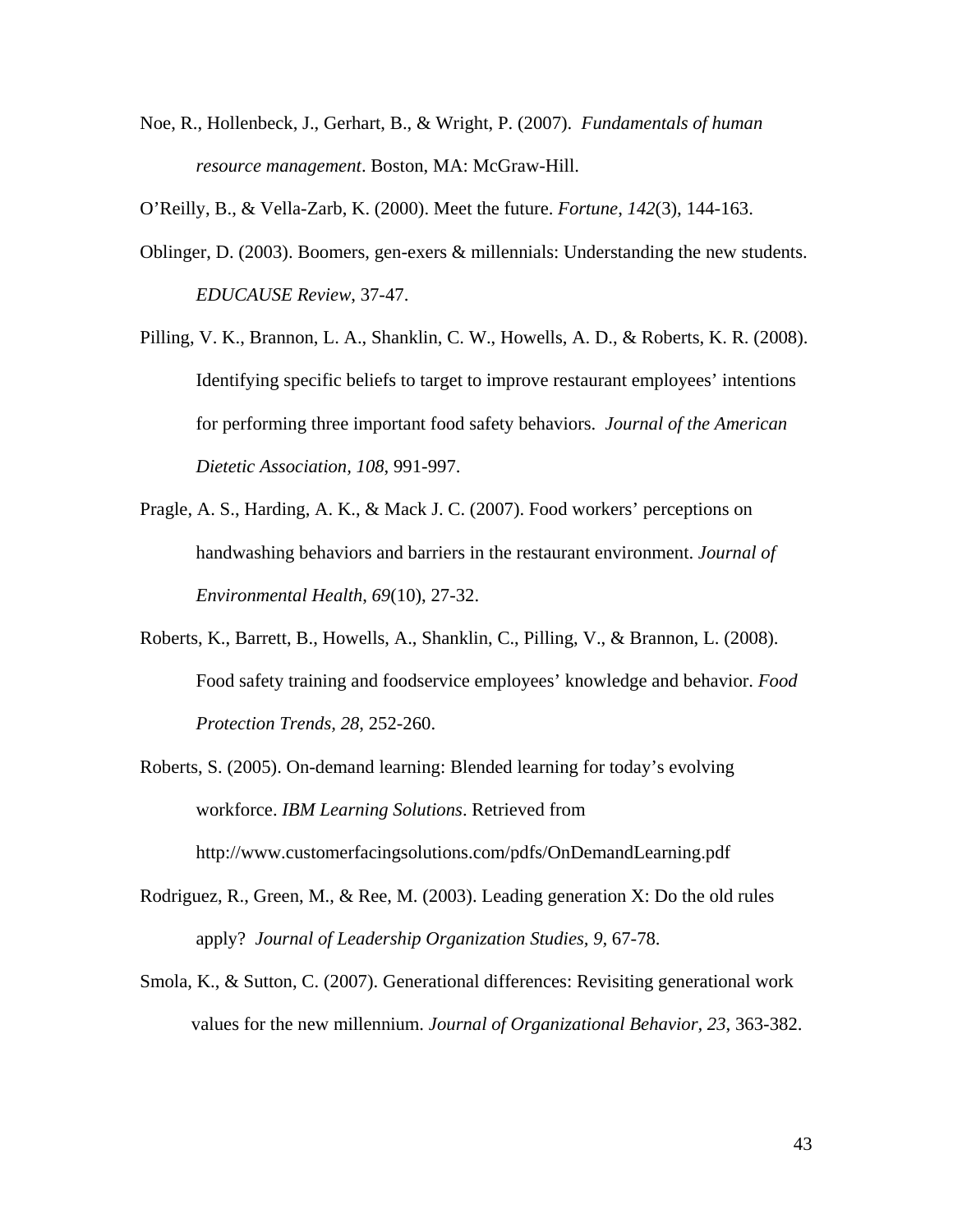Noe, R., Hollenbeck, J., Gerhart, B., & Wright, P. (2007). *Fundamentals of human resource management*. Boston, MA: McGraw-Hill.

O'Reilly, B., & Vella-Zarb, K. (2000). Meet the future. *Fortune*, *142*(3), 144-163.

Oblinger, D. (2003). Boomers, gen-exers & millennials: Understanding the new students. *EDUCAUSE Review*, 37-47.

Pilling, V. K., Brannon, L. A., Shanklin, C. W., Howells, A. D., & Roberts, K. R. (2008). Identifying specific beliefs to target to improve restaurant employees' intentions for performing three important food safety behaviors. *Journal of the American Dietetic Association, 108*, 991-997.

Pragle, A. S., Harding, A. K., & Mack J. C. (2007). Food workers' perceptions on handwashing behaviors and barriers in the restaurant environment. *Journal of Environmental Health*, *69*(10), 27-32.

Roberts, K., Barrett, B., Howells, A., Shanklin, C., Pilling, V., & Brannon, L. (2008). Food safety training and foodservice employees' knowledge and behavior. *Food Protection Trends, 28*, 252-260.

Roberts, S. (2005). On-demand learning: Blended learning for today's evolving workforce. *IBM Learning Solutions*. Retrieved from http://www.customerfacingsolutions.com/pdfs/OnDemandLearning.pdf

Rodriguez, R., Green, M., & Ree, M. (2003). Leading generation X: Do the old rules apply? *Journal of Leadership Organization Studies, 9,* 67-78.

Smola, K., & Sutton, C. (2007). Generational differences: Revisiting generational work values for the new millennium. *Journal of Organizational Behavior*, *23*, 363-382.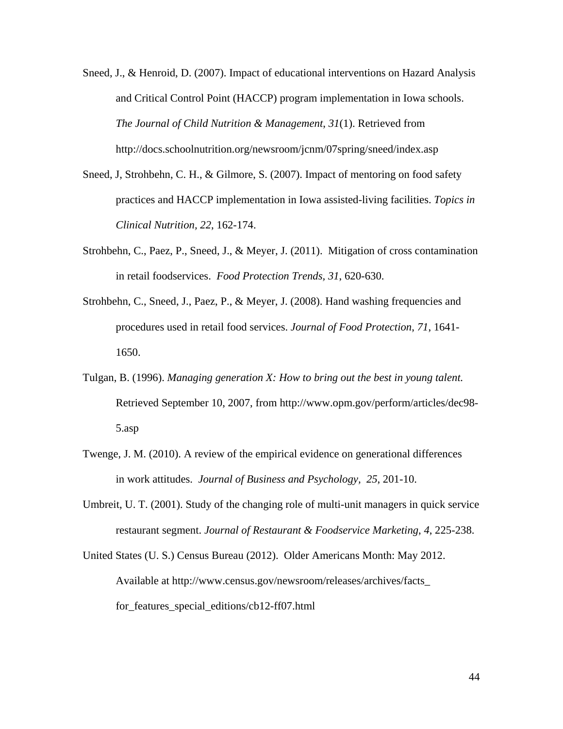Sneed, J., & Henroid, D. (2007). Impact of educational interventions on Hazard Analysis and Critical Control Point (HACCP) program implementation in Iowa schools. *The Journal of Child Nutrition & Management*, *31*(1). Retrieved from http://docs.schoolnutrition.org/newsroom/jcnm/07spring/sneed/index.asp

Sneed, J, Strohbehn, C. H., & Gilmore, S. (2007). Impact of mentoring on food safety practices and HACCP implementation in Iowa assisted-living facilities. *Topics in Clinical Nutrition, 22*, 162-174.

Strohbehn, C., Paez, P., Sneed, J., & Meyer, J. (2011). Mitigation of cross contamination in retail foodservices. *Food Protection Trends, 31*, 620-630.

Strohbehn, C., Sneed, J., Paez, P., & Meyer, J. (2008). Hand washing frequencies and procedures used in retail food services. *Journal of Food Protection*, *71*, 1641-1650.

Tulgan, B. (1996). *Managing generation X: How to bring out the best in young talent.* Retrieved September 10, 2007, from http://www.opm.gov/perform/articles/dec98-5.asp

Twenge, J. M. (2010). A review of the empirical evidence on generational differences in work attitudes. *Journal of Business and Psychology, 25*, 201-10.

Umbreit, U. T. (2001). Study of the changing role of multi-unit managers in quick service restaurant segment. *Journal of Restaurant & Foodservice Marketing*, *4*, 225-238.

United States (U. S.) Census Bureau (2012). Older Americans Month: May 2012. Available at http://www.census.gov/newsroom/releases/archives/facts_for_features_special_editions/cb12-ff07.html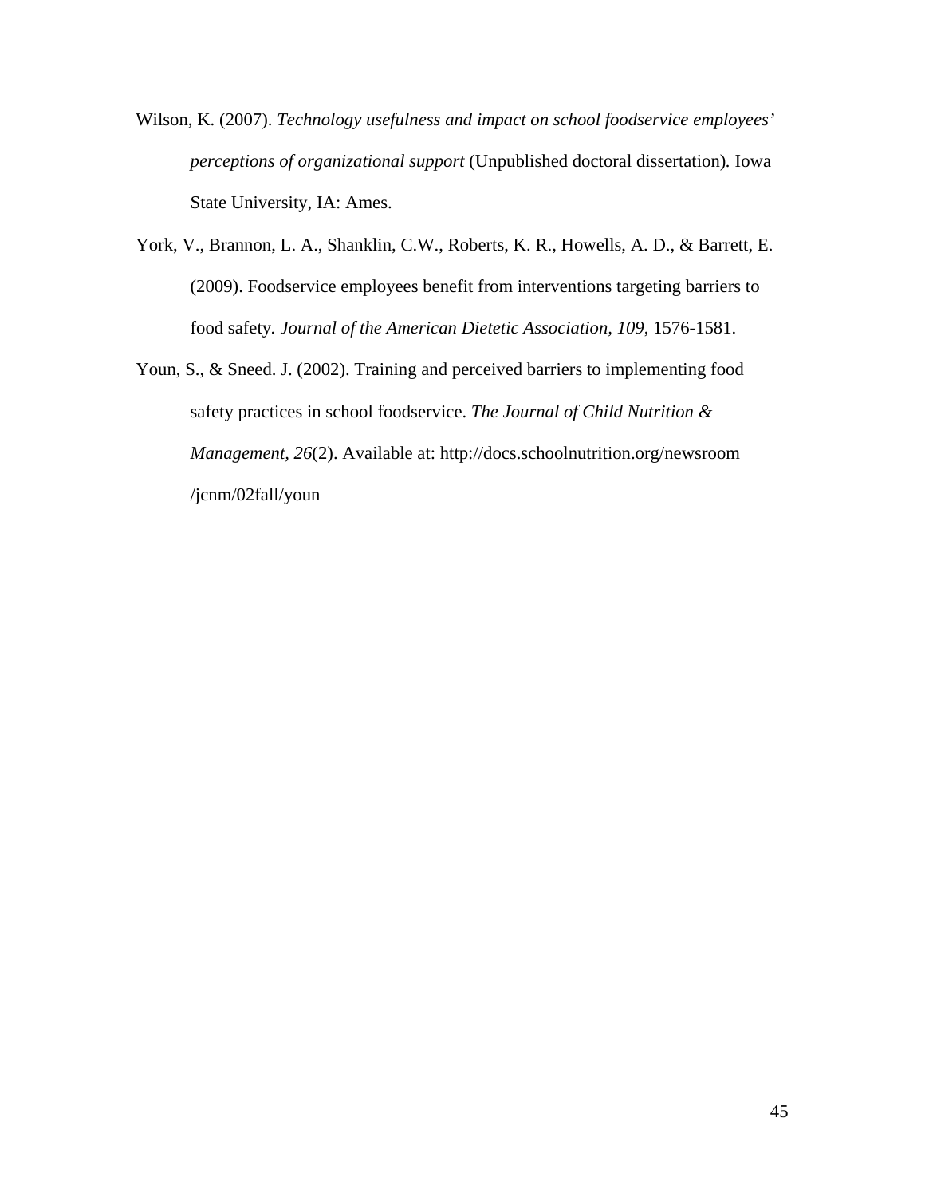Wilson, K. (2007). *Technology usefulness and impact on school foodservice employees' perceptions of organizational support* (Unpublished doctoral dissertation). Iowa State University, IA: Ames.

York, V., Brannon, L. A., Shanklin, C.W., Roberts, K. R., Howells, A. D., & Barrett, E. (2009). Foodservice employees benefit from interventions targeting barriers to food safety. *Journal of the American Dietetic Association, 109*, 1576-1581.

Youn, S., & Sneed. J. (2002). Training and perceived barriers to implementing food safety practices in school foodservice. *The Journal of Child Nutrition & Management, 26*(2). Available at: http://docs.schoolnutrition.org/newsroom /jcnm/02fall/youn